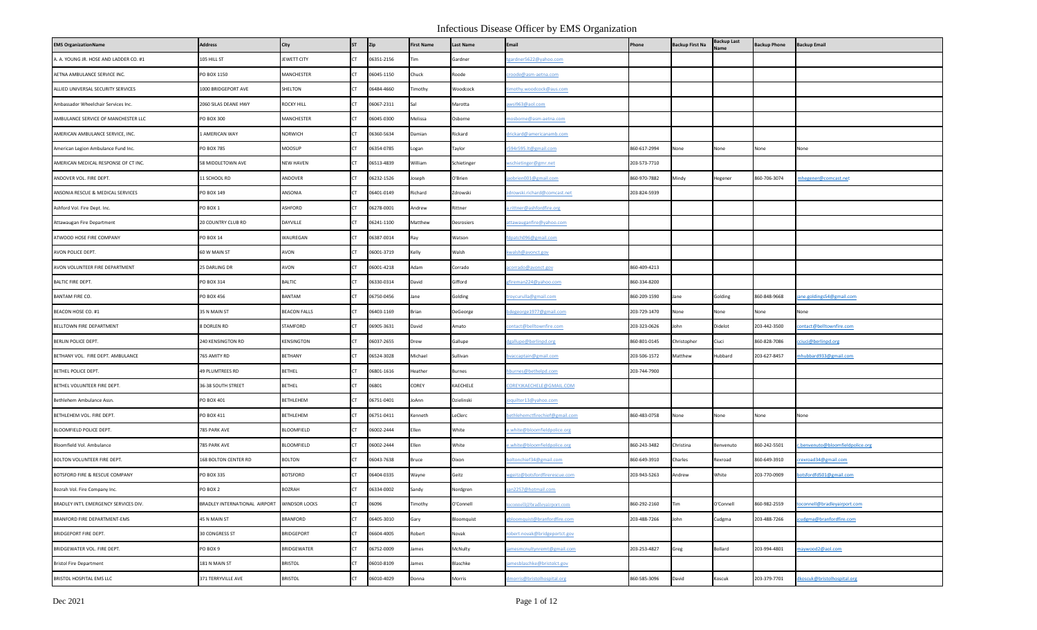# Infectious Disease Officer by EMS Organization

| EMS OrganizationName | Address | City | ST | Zip | First Name | Last Name | Email | Phone | Backup First Na | Backup Last Name | Backup Phone | Backup Email |
|---|---|---|---|---|---|---|---|---|---|---|---|---|
| A. A. YOUNG JR. HOSE AND LADDER CO. #1 | 105 HILL ST | JEWETT CITY | CT | 06351-2156 | Tim | Gardner | tgardner5622@yahoo.com | | | | | |
| AETNA AMBULANCE SERVICE INC. | PO BOX 1150 | MANCHESTER | CT | 06045-1150 | Chuck | Roode | croode@asm-aetna.com | | | | | |
| ALLIED UNIVERSAL SECURITY SERVICES | 1000 BRIDGEPORT AVE | SHELTON | CT | 06484-4660 | Timothy | Woodcock | timothy.woodcock@aus.com | | | | | |
| Ambassador Wheelchair Services Inc. | 2060 SILAS DEANE HWY | ROCKY HILL | CT | 06067-2311 | Sal | Marotta | awsi963@aol.com | | | | | |
| AMBULANCE SERVICE OF MANCHESTER LLC | PO BOX 300 | MANCHESTER | CT | 06045-0300 | Melissa | Osborne | mosborne@asm-aetna.com | | | | | |
| AMERICAN AMBULANCE SERVICE, INC. | 1 AMERICAN WAY | NORWICH | CT | 06360-5634 | Damian | Rickard | drickard@americanamb.com | | | | | |
| American Legion Ambulance Fund Inc. | PO BOX 785 | MOOSUP | CT | 06354-0785 | Logan | Taylor | r594r595.lt@gmail.com | 860-617-2994 | None | None | None | None |
| AMERICAN MEDICAL RESPONSE OF CT INC. | 58 MIDDLETOWN AVE | NEW HAVEN | CT | 06513-4839 | William | Schietinger | wschietinger@gmr.net | 203-573-7710 | | | | |
| ANDOVER VOL. FIRE DEPT. | 11 SCHOOL RD | ANDOVER | CT | 06232-1526 | Joseph | O'Brien | jaobrien001@gmail.com | 860-970-7882 | Mindy | Hegener | 860-706-3074 | mhegener@comcast.net |
| ANSONIA RESCUE & MEDICAL SERVICES | PO BOX 149 | ANSONIA | CT | 06401-0149 | Richard | Zdrowski | zdrowski.richard@comcast.net | 203-824-5939 | | | | |
| Ashford Vol. Fire Dept. Inc. | PO BOX 1 | ASHFORD | CT | 06278-0001 | Andrew | Rittner | a.rittner@ashfordfire.org | | | | | |
| Attawaugan Fire Department | 20 COUNTRY CLUB RD | DAYVILLE | CT | 06241-1100 | Matthew | Desrosiers | attawauganfire@yahoo.com | | | | | |
| ATWOOD HOSE FIRE COMPANY | PO BOX 14 | WAUREGAN | CT | 06387-0014 | Ray | Watson | fdpatch096@gmail.com | | | | | |
| AVON POLICE DEPT. | 60 W MAIN ST | AVON | CT | 06001-3719 | Kelly | Walsh | kwalsh@avonct.gov | | | | | |
| AVON VOLUNTEER FIRE DEPARTMENT | 25 DARLING DR | AVON | CT | 06001-4218 | Adam | Corrado | acorrado@avonct.gov | 860-409-4213 | | | | |
| BALTIC FIRE DEPT. | PO BOX 314 | BALTIC | CT | 06330-0314 | David | Gifford | gfireman224@yahoo.com | 860-334-8200 | | | | |
| BANTAM FIRE CO. | PO BOX 456 | BANTAM | CT | 06750-0456 | Jane | Golding | troycurulla@gmail.com | 860-209-1590 | Jane | Golding | 860-848-9668 | jane.goldings54@gmail.com |
| BEACON HOSE CO. #1 | 35 N MAIN ST | BEACON FALLS | CT | 06403-1169 | Brian | DeGeorge | bdegeorge1977@gmail.com | 203-729-1470 | None | None | None | None |
| BELLTOWN FIRE DEPARTMENT | 8 DORLEN RD | STAMFORD | CT | 06905-3631 | David | Amato | contact@belltownfire.com | 203-323-0626 | John | Didelot | 203-442-3500 | contact@belltownfire.com |
| BERLIN POLICE DEPT. | 240 KENSINGTON RD | KENSINGTON | CT | 06037-2655 | Drew | Gallupe | dgallupe@berlinpd.org | 860-801-0145 | Christopher | Ciuci | 860-828-7086 | cciuci@berlinpd.org |
| BETHANY VOL. FIRE DEPT. AMBULANCE | 765 AMITY RD | BETHANY | CT | 06524-3028 | Michael | Sullivan | bvaccaptain@gmail.com | 203-506-1572 | Matthew | Hubbard | 203-627-8457 | mhubbard933@gmail.com |
| BETHEL POLICE DEPT. | 49 PLUMTREES RD | BETHEL | CT | 06801-1616 | Heather | Burnes | hburnes@bethelpd.com | 203-744-7900 | | | | |
| BETHEL VOLUNTEER FIRE DEPT. | 36-38 SOUTH STREET | BETHEL | CT | 06801 | COREY | KAECHELE | COREYJKAECHELE@GMAIL.COM | | | | | |
| Bethlehem Ambulance Assn. | PO BOX 401 | BETHLEHEM | CT | 06751-0401 | JoAnn | Dzielinski | joquilter13@yahoo.com | | | | | |
| BETHLEHEM VOL. FIRE DEPT. | PO BOX 411 | BETHLEHEM | CT | 06751-0411 | Kenneth | LeClerc | bethlehemctfirechief@gmail.com | 860-483-0758 | None | None | None | None |
| BLOOMFIELD POLICE DEPT. | 785 PARK AVE | BLOOMFIELD | CT | 06002-2444 | Ellen | White | e.white@bloomfieldpolice.org | | | | | |
| Bloomfield Vol. Ambulance | 785 PARK AVE | BLOOMFIELD | CT | 06002-2444 | Ellen | White | e.white@bloomfieldpolice.org | 860-243-3482 | Christina | Benvenuto | 860-242-5501 | c.benvenuto@bloomfieldpolice.org |
| BOLTON VOLUNTEER FIRE DEPT. | 168 BOLTON CENTER RD | BOLTON | CT | 06043-7638 | Bruce | Dixon | boltonchief34@gmail.com | 860-649-3910 | Charles | Rexroad | 860-649-3910 | crexroad34@gmail.com |
| BOTSFORD FIRE & RESCUE COMPANY | PO BOX 335 | BOTSFORD | CT | 06404-0335 | Wayne | Geitz | wgeitz@botsfordfirerescue.com | 203-943-5263 | Andrew | White | 203-770-0909 | botsfordfd501@gmail.com |
| Bozrah Vol. Fire Company Inc. | PO BOX 2 | BOZRAH | CT | 06334-0002 | Sandy | Nordgren | san2257@hotmail.com | | | | | |
| BRADLEY INT'L EMERGENCY SERVICES DIV. | BRADLEY INTERNATIONAL AIRPORT | WINDSOR LOCKS | CT | 06096 | Timothy | O'Connell | toconnell@bradleyairport.com | 860-292-2160 | Tim | O'Connell | 860-982-2559 | toconnell@bradleyairport.com |
| BRANFORD FIRE DEPARTMENT-EMS | 45 N MAIN ST | BRANFORD | CT | 06405-3010 | Gary | Bloomquist | gbloomquist@branfordfire.com | 203-488-7266 | John | Cudgma | 203-488-7266 | jcudgma@branfordfire.com |
| BRIDGEPORT FIRE DEPT. | 30 CONGRESS ST | BRIDGEPORT | CT | 06604-4005 | Robert | Novak | robert.novak@bridgeportct.gov | | | | | |
| BRIDGEWATER VOL. FIRE DEPT. | PO BOX 9 | BRIDGEWATER | CT | 06752-0009 | James | McNulty | jamesmcnultynremt@gmail.com | 203-253-4827 | Greg | Bollard | 203-994-4801 | maywood2@aol.com |
| Bristol Fire Department | 181 N MAIN ST | BRISTOL | CT | 06010-8109 | James | Blaschke | jamesblaschke@bristolct.gov | | | | | |
| BRISTOL HOSPITAL EMS LLC | 371 TERRYVILLE AVE | BRISTOL | CT | 06010-4029 | Donna | Morris | dmorris@bristolhospital.org | 860-585-3096 | David | Koscuk | 203-379-7701 | dkoscuk@bristolhospital.org |

Dec 2021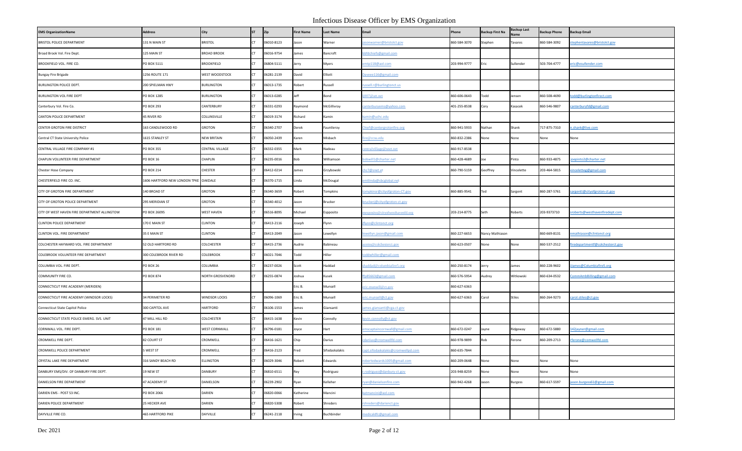# Infectious Disease Officer by EMS Organization

| EMS OrganizationName | Address | City | ST | Zip | First Name | Last Name | Email | Phone | Backup First Na | Backup Last Name | Backup Phone | Backup Email |
|---|---|---|---|---|---|---|---|---|---|---|---|---|
| BRISTOL POLICE DEPARTMENT | 131 N MAIN ST | BRISTOL | CT | 06010-8123 | Jason | Warner | jasonwarner@bristolct.gov | 860-584-3070 | Stephen | Tavares | 860-584-3092 | stephentavares@bristolct.gov |
| Broad Brook Vol. Fire Dept. | 125 MAIN ST | BROAD BROOK | CT | 06016-9754 | James | Bancroft | bbfdchiefs@gmail.com | | | | | |
| BROOKFIELD VOL. FIRE CO. | PO BOX 5111 | BROOKFIELD | CT | 06804-5111 | Jerry | Myers | emtp118@aol.com | 203-994-9777 | Eric | Sullender | 503-704-4777 | eric@esullender.com |
| Bungay Fire Brigade | 1256 ROUTE 171 | WEST WOODSTOCK | CT | 06281-2139 | David | Elliott | Daveee116@gmail.com | | | | | |
| BURLINGTON POLICE DEPT. | 200 SPIELMAN HWY | BURLINGTON | CT | 06013-1735 | Robert | Russell | russell.r@burlingtonct.us | | | | | |
| BURLINGTON VOL FIRE DEPT | PO BOX 1285 | BURLINGTON | CT | 06013-0285 | Jeff | Bond | jj007@att.net | 860-606-0643 | Todd | Jensen | 860-508-4690 | todd@burlingtonfirect.com |
| Canterbury Vol. Fire Co. | PO BOX 293 | CANTERBURY | CT | 06331-0293 | Raymond | McGillivray | canterburyems@yahoo.com | 401-255-8538 | Cory | Kasacek | 860-546-9807 | canterburyfd@gmail.com |
| CANTON POLICE DEPARTMENT | 45 RIVER RD | COLLINSVILLE | CT | 06019-3174 | Richard | Kamin | kamin@uchc.edu | | | | | |
| CENTER GROTON FIRE DISTRICT | 163 CANDLEWOOD RD | GROTON | CT | 06340-2707 | Derek | Fauntleroy | Chief@centergrotonfire.org | 860-941-5933 | Nathan | Shank | 717-875-7310 | n.shank@live.com |
| Central CT State University Police | 1615 STANLEY ST | NEW BRITAIN | CT | 06050-2439 | Karen | Misbach | live@ccsu.edu | 860-832-2386 | None | None | None | None |
| CENTRAL VILLAGE FIRE COMPANY #1 | PO BOX 355 | CENTRAL VILLAGE | CT | 06332-0355 | Mark | Nadeau | centralvillage@snet.net | 860-917-8538 | | | | |
| CHAPLIN VOLUNTEER FIRE DEPARTMENT | PO BOX 16 | CHAPLIN | CT | 06235-0016 | Bob | Williamson | bobwill1@charter.net | 860-428-4689 | Joe | Pinto | 860-933-4875 | joepinto2@charter.net |
| Chester Hose Company | PO BOX 214 | CHESTER | CT | 06412-0214 | James | Grzybowski | chc7@snet.et | 860-790-5159 | Geoffrey | Vincelette | 203-464-5815 | vinceletteg@gmail.com |
| CHESTERFIELD FIRE CO. INC. | 1606 HARTFORD NEW LONDON TPKE | OAKDALE | CT | 06370-1715 | Linda | McDougal | emtlinda@sbcglobal.net | | | | | |
| CITY OF GROTON FIRE DEPARTMENT | 140 BROAD ST | GROTON | CT | 06340-3659 | Robert | Tompkins | tompkinsr@cityofgroton-CT.gov | 860-885-9541 | Ted | Sargent | 860-287-5761 | sargentt@cityofgroton-ct.gov |
| CITY OF GROTON POLICE DEPARTMENT | 295 MERIDIAN ST | GROTON | CT | 06340-4012 | Jason | Brucker | bruckerj@cityofgroton-ct.gov | | | | | |
| CITY OF WEST HAVEN FIRE DEPARTMENT ALLINGTOW | PO BOX 26095 | WEST HAVEN | CT | 06516-8095 | Michael | Espposito | mesposito@cityofwesthavenfd.org | 203-214-8775 | Seth | Roberts | 203-9373710 | sroberts@westhavenfiredept.com |
| CLINTON POLICE DEPARTMENT | 170 E MAIN ST | CLINTON | CT | 06413-2116 | Joseph | Flynn | jflynn@clintonct.org | | | | | |
| CLINTON VOL. FIRE DEPARTMENT | 35 E MAIN ST | CLINTON | CT | 06413-2049 | Jason | Lewellyn | lewellyn.jason@gmail.com | 860-227-6653 | Nancy Mathiason | | 860-669-8131 | nmathiason@clintonct.org |
| COLCHESTER HAYWARD VOL. FIRE DEPARTMENT | 52 OLD HARTFORD RD | COLCHESTER | CT | 06415-2736 | Audrie | Babineau | acems@colchesterct.gov | 860-623-0507 | None | None | 860-537-2512 | firedepartmentf@colchesterct.gov |
| COLEBROOK VOLUNTEER FIRE DEPARTMENT | 300 COLEBROOK RIVER RD | COLEBROOK | CT | 06021-7046 | Todd | Hiller | toddwhiller@gmail.com | | | | | |
| COLUMBIA VOL. FIRE DEPT. | PO BOX 26 | COLUMBIA | CT | 06237-0026 | Scott | Haddad | shaddad@columbiafire5.org | 860-250-8174 | Jerry | James | 860-228-9602 | JJames@Columbiafire5.org |
| COMMUNITY FIRE CO. | PO BOX 874 | NORTH GROSVENORD | CT | 06255-0874 | Joshua | Kusek | ffjd85663@gmail.com | 860-576-5954 | Audrey | Witkowski | 860-634-0532 | CommAmbBilling@gmail.com |
| CONNECTICUT FIRE ACADEMY (MERIDEN) | | | | | Eric B. | Munsell | eric.munsell@ct.gov | 860-627-6363 | | | | |
| CONNECTICUT FIRE ACADEMY (WINDSOR LOCKS) | 34 PERIMETER RD | WINDSOR LOCKS | CT | 06096-1069 | Eric B. | Munsell | eric.munsell@ct.gov | 860-627-6363 | Carol | Stiles | 860-264-9273 | carol.stiles@ct.gov |
| Connecticut State Capitol Police | 300 CAPITOL AVE | HARTFORD | CT | 06106-1553 | James | Giansanti | james.giansanti@cga.ct.gov | | | | | |
| CONNECTICUT STATE POLICE EMERG. SVS. UNIT | 47 MILL HILL RD | COLCHESTER | CT | 06415-1638 | Kevin | Connolly | kevin.connolly@ct.gov | | | | | |
| CORNWALL VOL. FIRE DEPT. | PO BOX 181 | WEST CORNWALL | CT | 06796-0181 | Joyce | Hart | emscaptaincornwall@gmail.com | 860-672-0247 | Jayne | Ridgeway | 860-672-5880 | 142jayner@gmail.com |
| CROMWELL FIRE DEPT. | 82 COURT ST | CROMWELL | CT | 06416-1621 | Chip | Darius | cdarius@cromwellfd.com | 860-978-9899 | Rob | Ferone | 860-209-2713 | rferone@comwellfd.com |
| CROMWELL POLICE DEPARTMENT | 5 WEST ST | CROMWELL | CT | 06416-2123 | Fred | Sifodaskalakis | capt.sifodaskalakis@cromwellpd.com | 860-635-7844 | | | | |
| CRYSTAL LAKE FIRE DEPARTMENT | 316 SANDY BEACH RD | ELLINGTON | CT | 06029-3046 | Robert | Edwards | robertedwards1005@gmail.com | 860-209-0648 | None | None | None | None |
| DANBURY EMS/DIV. OF DANBURY FIRE DEPT. | 19 NEW ST | DANBURY | CT | 06810-6511 | Rey | Rodriguez | r.rodriguez@danbury-ct.gov | 203-948-8259 | None | None | None | None |
| DANIELSON FIRE DEPARTMENT | 47 ACADEMY ST | DANIELSON | CT | 06239-2902 | Ryan | Kelleher | ryan@danielsonfire.com | 860-942-4268 | Jason | Burgess | 860-617-5597 | jason.burgess61@gmail.com |
| DARIEN EMS - POST 53 INC. | PO BOX 2066 | DARIEN | CT | 06820-0066 | Katherine | Mancini | katmancini@aol.com | | | | | |
| DARIEN POLICE DEPARTMENT | 25 HECKER AVE | DARIEN | CT | 06820-5308 | Robert | Shreders | rshreders@darienct.gov | | | | | |
| DAYVILLE FIRE CO. | 465 HARTFORD PIKE | DAYVILLE | CT | 06241-2118 | Irving | Buchbinder | medicaldfc@gmail.com | | | | | |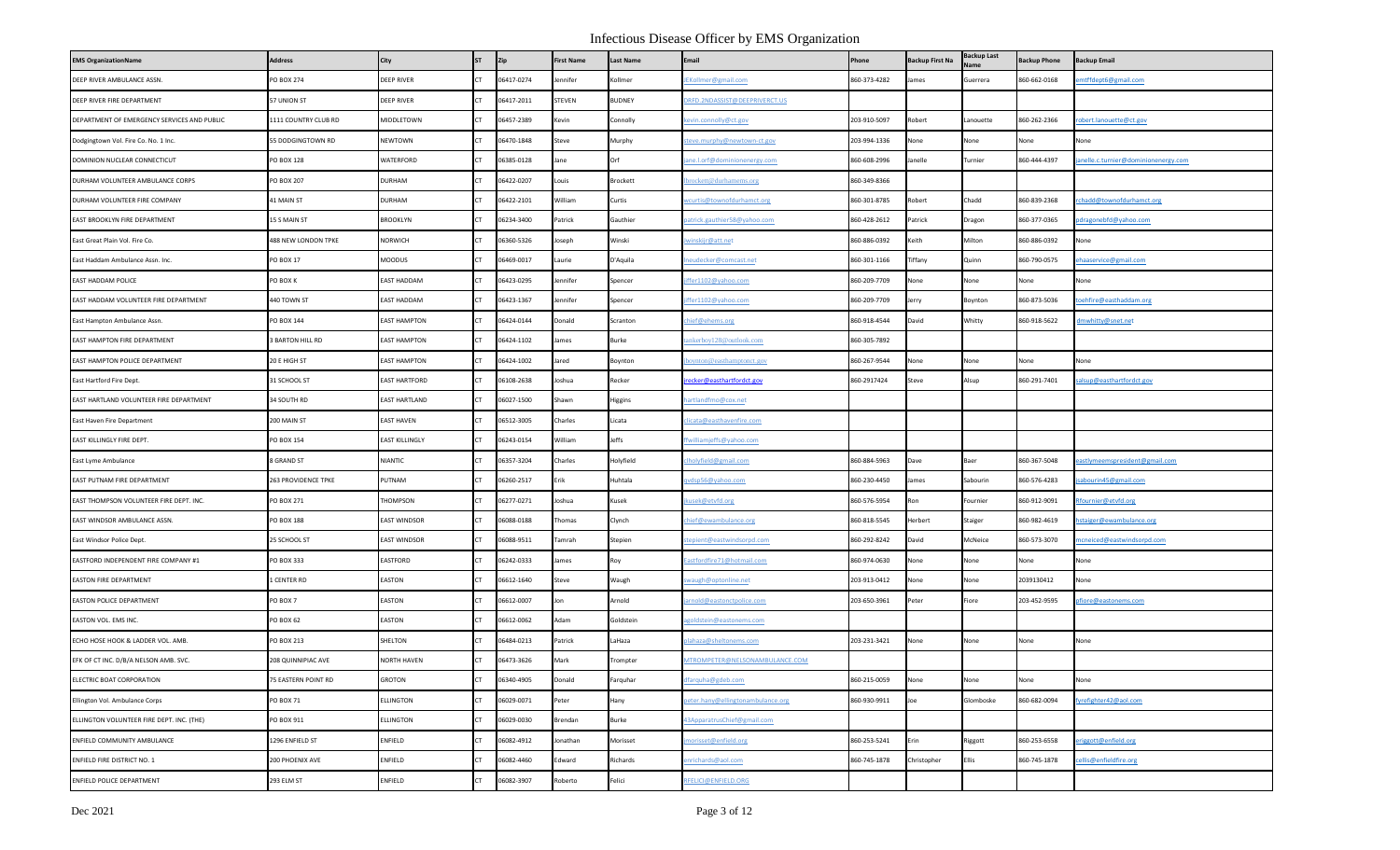# Infectious Disease Officer by EMS Organization

| EMS OrganizationName | Address | City | ST | Zip | First Name | Last Name | Email | Phone | Backup First Na | Backup Last Name | Backup Phone | Backup Email |
|---|---|---|---|---|---|---|---|---|---|---|---|---|
| DEEP RIVER AMBULANCE ASSN. | PO BOX 274 | DEEP RIVER | CT | 06417-0274 | Jennifer | Kollmer | JEKollmer@gmail.com | 860-373-4282 | James | Guerrera | 860-662-0168 | emtffdept6@gmail.com |
| DEEP RIVER FIRE DEPARTMENT | 57 UNION ST | DEEP RIVER | CT | 06417-2011 | STEVEN | BUDNEY | DRFD.2NDASSIST@DEEPRIVERCT.US | | | | | |
| DEPARTMENT OF EMERGENCY SERVICES AND PUBLIC | 1111 COUNTRY CLUB RD | MIDDLETOWN | CT | 06457-2389 | Kevin | Connolly | kevin.connolly@ct.gov | 203-910-5097 | Robert | Lanouette | 860-262-2366 | robert.lanouette@ct.gov |
| Dodgingtown Vol. Fire Co. No. 1 Inc. | 55 DODGINGTOWN RD | NEWTOWN | CT | 06470-1848 | Steve | Murphy | steve.murphy@newtown-ct.gov | 203-994-1336 | None | None | None | None |
| DOMINION NUCLEAR CONNECTICUT | PO BOX 128 | WATERFORD | CT | 06385-0128 | Jane | Orf | jane.l.orf@dominionenergy.com | 860-608-2996 | Janelle | Turnier | 860-444-4397 | janelle.c.turnier@dominionenergy.com |
| DURHAM VOLUNTEER AMBULANCE CORPS | PO BOX 207 | DURHAM | CT | 06422-0207 | Louis | Brockett | lbrockett@durhamems.org | 860-349-8366 | | | | |
| DURHAM VOLUNTEER FIRE COMPANY | 41 MAIN ST | DURHAM | CT | 06422-2101 | William | Curtis | wcurtis@townofdurhamct.org | 860-301-8785 | Robert | Chadd | 860-839-2368 | rchadd@townofdurhamct.org |
| EAST BROOKLYN FIRE DEPARTMENT | 15 S MAIN ST | BROOKLYN | CT | 06234-3400 | Patrick | Gauthier | patrick.gauthier58@yahoo.com | 860-428-2612 | Patrick | Dragon | 860-377-0365 | pdragonebfd@yahoo.com |
| East Great Plain Vol. Fire Co. | 488 NEW LONDON TPKE | NORWICH | CT | 06360-5326 | Joseph | Winski | jwinskijr@att.net | 860-886-0392 | Keith | Milton | 860-886-0392 | None |
| East Haddam Ambulance Assn. Inc. | PO BOX 17 | MOODUS | CT | 06469-0017 | Laurie | D'Aquila | lneudecker@comcast.net | 860-301-1166 | Tiffany | Quinn | 860-790-0575 | ehaaservice@gmail.com |
| EAST HADDAM POLICE | PO BOX K | EAST HADDAM | CT | 06423-0295 | Jennifer | Spencer | jffer1102@yahoo.com | 860-209-7709 | None | None | None | None |
| EAST HADDAM VOLUNTEER FIRE DEPARTMENT | 440 TOWN ST | EAST HADDAM | CT | 06423-1367 | Jennifer | Spencer | jffer1102@yahoo.com | 860-209-7709 | Jerry | Boynton | 860-873-5036 | toehfire@easthaddam.org |
| East Hampton Ambulance Assn. | PO BOX 144 | EAST HAMPTON | CT | 06424-0144 | Donald | Scranton | chief@ehems.org | 860-918-4544 | David | Whitty | 860-918-5622 | dmwhitty@snet.net |
| EAST HAMPTON FIRE DEPARTMENT | 3 BARTON HILL RD | EAST HAMPTON | CT | 06424-1102 | James | Burke | yankerboy128@outlook.com | 860-305-7892 | | | | |
| EAST HAMPTON POLICE DEPARTMENT | 20 E HIGH ST | EAST HAMPTON | CT | 06424-1002 | Jared | Boynton | jboynton@easthamptonct.gov | 860-267-9544 | None | None | None | None |
| East Hartford Fire Dept. | 31 SCHOOL ST | EAST HARTFORD | CT | 06108-2638 | Joshua | Recker | jrecker@easthartfordct.gov | 860-2917424 | Steve | Alsup | 860-291-7401 | salsup@easthartfordct.gov |
| EAST HARTLAND VOLUNTEER FIRE DEPARTMENT | 34 SOUTH RD | EAST HARTLAND | CT | 06027-1500 | Shawn | Higgins | hartlandfmo@cox.net | | | | | |
| East Haven Fire Department | 200 MAIN ST | EAST HAVEN | CT | 06512-3005 | Charles | Licata | clicata@easthavenfire.com | | | | | |
| EAST KILLINGLY FIRE DEPT. | PO BOX 154 | EAST KILLINGLY | CT | 06243-0154 | William | Jeffs | ffwilliamjeffs@yahoo.com | | | | | |
| East Lyme Ambulance | 8 GRAND ST | NIANTIC | CT | 06357-3204 | Charles | Holyfield | clholyfield@gmail.com | 860-884-5963 | Dave | Baer | 860-367-5048 | eastlymeemspresident@gmail.com |
| EAST PUTNAM FIRE DEPARTMENT | 263 PROVIDENCE TPKE | PUTNAM | CT | 06260-2517 | Erik | Huhtala | quelsp56@yahoo.com | 860-230-4450 | James | Sabourin | 860-576-4283 | jsabourin45@gmail.com |
| EAST THOMPSON VOLUNTEER FIRE DEPT. INC. | PO BOX 271 | THOMPSON | CT | 06277-0271 | Joshua | Kusek | jkusek@etvfd.org | 860-576-5954 | Ron | Fournier | 860-912-9091 | Rfournier@etvfd.org |
| EAST WINDSOR AMBULANCE ASSN. | PO BOX 188 | EAST WINDSOR | CT | 06088-0188 | Thomas | Clynch | chief@ewambulance.org | 860-818-5545 | Herbert | Staiger | 860-982-4619 | hstaiger@ewambulance.org |
| East Windsor Police Dept. | 25 SCHOOL ST | EAST WINDSOR | CT | 06088-9511 | Tamrah | Stepien | stepient@eastwindsorpd.com | 860-292-8242 | David | McNeice | 860-573-3070 | mcneiced@eastwindsorpd.com |
| EASTFORD INDEPENDENT FIRE COMPANY #1 | PO BOX 333 | EASTFORD | CT | 06242-0333 | James | Roy | Eastfordfire71@hotmail.com | 860-974-0630 | None | None | None | None |
| EASTON FIRE DEPARTMENT | 1 CENTER RD | EASTON | CT | 06612-1640 | Steve | Waugh | swaugh@optonline.net | 203-913-0412 | None | None | 2039130412 | None |
| EASTON POLICE DEPARTMENT | PO BOX 7 | EASTON | CT | 06612-0007 | Jon | Arnold | jarnold@eastonctpolice.com | 203-650-3961 | Peter | Fiore | 203-452-9595 | pfiore@eastonems.com |
| EASTON VOL. EMS INC. | PO BOX 62 | EASTON | CT | 06612-0062 | Adam | Goldstein | agoldstein@eastonems.com | | | | | |
| ECHO HOSE HOOK & LADDER VOL. AMB. | PO BOX 213 | SHELTON | CT | 06484-0213 | Patrick | LaHaza | plahaza@sheltonems.com | 203-231-3421 | None | None | None | None |
| EFK OF CT INC. D/B/A NELSON AMB. SVC. | 208 QUINNIPIAC AVE | NORTH HAVEN | CT | 06473-3626 | Mark | Trompter | MTROMPETER@NELSONAMBULANCE.COM | | | | | |
| ELECTRIC BOAT CORPORATION | 75 EASTERN POINT RD | GROTON | CT | 06340-4905 | Donald | Farquhar | dfarquha@gdeb.com | 860-215-0059 | None | None | None | None |
| Ellington Vol. Ambulance Corps | PO BOX 71 | ELLINGTON | CT | 06029-0071 | Peter | Hany | peter.hany@ellingtonambulance.org | 860-930-9911 | Joe | Glomboske | 860-682-0094 | fyrefighter42@aol.com |
| ELLINGTON VOLUNTEER FIRE DEPT. INC. (THE) | PO BOX 911 | ELLINGTON | CT | 06029-0030 | Brendan | Burke | 43ApparatrusChief@gmail.com | | | | | |
| ENFIELD COMMUNITY AMBULANCE | 1296 ENFIELD ST | ENFIELD | CT | 06082-4912 | Jonathan | Morisset | jmorisset@enfield.org | 860-253-5241 | Erin | Riggott | 860-253-6558 | eriggott@enfield.org |
| ENFIELD FIRE DISTRICT NO. 1 | 200 PHOENIX AVE | ENFIELD | CT | 06082-4460 | Edward | Richards | enrichards@aol.com | 860-745-1878 | Christopher | Ellis | 860-745-1878 | cellis@enfieldfire.org |
| ENFIELD POLICE DEPARTMENT | 293 ELM ST | ENFIELD | CT | 06082-3907 | Roberto | Felici | RFELICI@ENFIELD.ORG | | | | | |

Dec 2021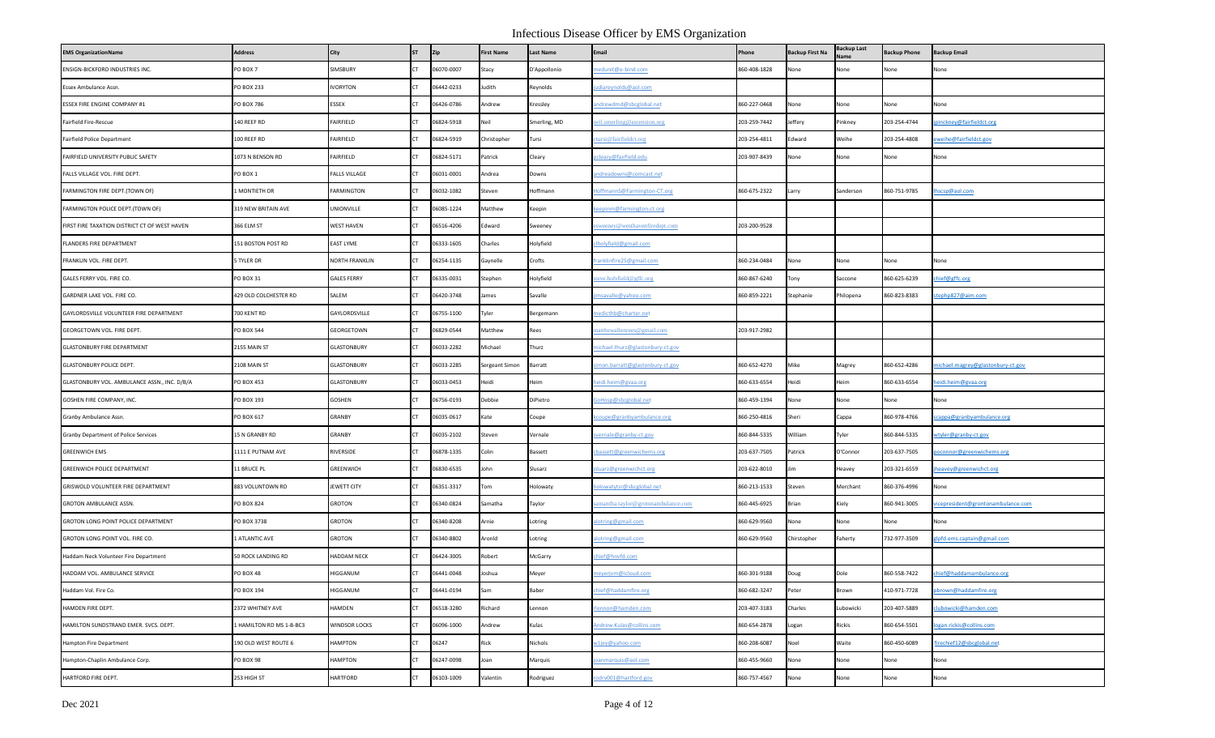# Infectious Disease Officer by EMS Organization

| EMS OrganizationName | Address | City | ST | Zip | First Name | Last Name | Email | Phone | Backup First Na | Backup Last Name | Backup Phone | Backup Email |
|---|---|---|---|---|---|---|---|---|---|---|---|---|
| ENSIGN-BICKFORD INDUSTRIES INC. | PO BOX 7 | SIMSBURY | CT | 06070-0007 | Stacy | D'Appollonio | medunit@e-bind.com | 860-408-1828 | None | None | None | None |
| Essex Ambulance Assn. | PO BOX 233 | IVORYTON | CT | 06442-0233 | Judith | Reynolds | judiareynolds@aol.com | | | | | |
| ESSEX FIRE ENGINE COMPANY #1 | PO BOX 786 | ESSEX | CT | 06426-0786 | Andrew | Kressley | andrewdmd@sbcglobal.net | 860-227-0468 | None | None | None | None |
| Fairfield Fire-Rescue | 140 REEF RD | FAIRFIELD | CT | 06824-5918 | Neil | Smerling, MD | neil.smerling@ascension.org | 203-259-7442 | Jeffery | Pinkney | 203-254-4744 | jpinckney@fairfieldct.org |
| Fairfield Police Department | 100 REEF RD | FAIRFIELD | CT | 06824-5919 | Christopher | Tursi | ctursi@fairfieldct.org | 203-254-4811 | Edward | Weihe | 203-254-4808 | eweihe@fairfieldct.gov |
| FAIRFIELD UNIVERSITY PUBLIC SAFETY | 1073 N BENSON RD | FAIRFIELD | CT | 06824-5171 | Patrick | Cleary | pcleary@fairfield.edu | 203-907-8439 | None | None | None | None |
| FALLS VILLAGE VOL. FIRE DEPT. | PO BOX 1 | FALLS VILLAGE | CT | 06031-0001 | Andrea | Downs | andreadowns@comcast.net | | | | | |
| FARMINGTON FIRE DEPT.(TOWN OF) | 1 MONTIETH DR | FARMINGTON | CT | 06032-1082 | Steven | Hoffmann | HoffmannS@Farmington-CT.org | 860-675-2322 | Larry | Sanderson | 860-751-9785 | fhscsp@aol.com |
| FARMINGTON FIRE DEPT.(TOWN OF) | 319 NEW BRITAIN AVE | UNIONVILLE | CT | 06085-1224 | Matthew | Keepin | keepinm@farmington-ct.org | | | | | |
| FIRST FIRE TAXATION DISTRICT CT OF WEST HAVEN | 366 ELM ST | WEST HAVEN | CT | 06516-4206 | Edward | Sweeney | esweeney@westhavenfiredept.com | 203-200-9528 | | | | |
| FLANDERS FIRE DEPARTMENT | 151 BOSTON POST RD | EAST LYME | CT | 06333-1605 | Charles | Holyfield | clholyfield@gmail.com | | | | | |
| FRANKLIN VOL. FIRE DEPT. | 5 TYLER DR | NORTH FRANKLIN | CT | 06254-1135 | Gaynelle | Crofts | franklinfire25@gmail.com | 860-234-0484 | None | None | None | None |
| GALES FERRY VOL. FIRE CO. | PO BOX 31 | GALES FERRY | CT | 06335-0031 | Stephen | Holyfield | steve.holyfield@gffc.org | 860-867-6240 | Tony | Saccone | 860-625-6239 | chief@gffc.org |
| GARDNER LAKE VOL. FIRE CO. | 429 OLD COLCHESTER RD | SALEM | CT | 06420-3748 | James | Savalle | jmsavalle@yahoo.com | 860-859-2221 | Stephanie | Philopena | 860-823-8383 | steph827@aim.com |
| GAYLORDSVILLE VOLUNTEER FIRE DEPARTMENT | 700 KENT RD | GAYLORDSVILLE | CT | 06755-1100 | Tyler | Bergemann | medicthb@charter.net | | | | | |
| GEORGETOWN VOL. FIRE DEPT. | PO BOX 544 | GEORGETOWN | CT | 06829-0544 | Matthew | Rees | matthewallenrees@gmail.com | 203-917-2982 | | | | |
| GLASTONBURY FIRE DEPARTMENT | 2155 MAIN ST | GLASTONBURY | CT | 06033-2282 | Michael | Thurz | michael.thurz@glastonbury-ct.gov | | | | | |
| GLASTONBURY POLICE DEPT. | 2108 MAIN ST | GLASTONBURY | CT | 06033-2285 | Sergeant Simon | Barratt | simon.barratt@glastonbury-ct.gov | 860-652-4270 | Mike | Magrey | 860-652-4286 | michael.magrey@glastonbury-ct.gov |
| GLASTONBURY VOL. AMBULANCE ASSN., INC. D/B/A | PO BOX 453 | GLASTONBURY | CT | 06033-0453 | Heidi | Heim | heidi.heim@gvaa.org | 860-633-6554 | Heidi | Heim | 860-633-6554 | heidi.heim@gvaa.org |
| GOSHEN FIRE COMPANY, INC. | PO BOX 193 | GOSHEN | CT | 06756-0193 | Debbie | DiPietro | GoHosp@sbcglobal.net | 860-459-1394 | None | None | None | None |
| Granby Ambulance Assn. | PO BOX 617 | GRANBY | CT | 06035-0617 | Kate | Coupe | kcoupe@granbyambulance.org | 860-250-4816 | Sheri | Cappa | 860-978-4766 | scappa@granbyambulance.org |
| Granby Department of Police Services | 15 N GRANBY RD | GRANBY | CT | 06035-2102 | Steven | Vernale | svernale@granby-ct.gov | 860-844-5335 | William | Tyler | 860-844-5335 | wtyler@granby-ct.gov |
| GREENWICH EMS | 1111 E PUTNAM AVE | RIVERSIDE | CT | 06878-1335 | Colin | Bassett | cbassett@greenwichems.org | 203-637-7505 | Patrick | O'Connor | 203-637-7505 | poconnor@greenwichems.org |
| GREENWICH POLICE DEPARTMENT | 11 BRUCE PL | GREENWICH | CT | 06830-6535 | John | Slusarz | jslusarz@greenwichct.org | 203-622-8010 | Jim | Heavey | 203-321-6559 | jheavey@greenwichct.org |
| GRISWOLD VOLUNTEER FIRE DEPARTMENT | 883 VOLUNTOWN RD | JEWETT CITY | CT | 06351-3317 | Tom | Holowaty | tpolowatytp@sbcglobal.net | 860-213-1533 | Steven | Merchant | 860-376-4996 | None |
| GROTON AMBULANCE ASSN. | PO BOX 824 | GROTON | CT | 06340-0824 | Samatha | Taylor | samantha.taylor@grotonambulance.com | 860-445-6925 | Brian | Kiely | 860-941-3005 | vicepresident@grontonambulance.com |
| GROTON LONG POINT POLICE DEPARTMENT | PO BOX 3738 | GROTON | CT | 06340-8208 | Arnie | Lotring | alotring@gmail.com | 860-629-9560 | None | None | None | None |
| GROTON LONG POINT VOL. FIRE CO. | 1 ATLANTIC AVE | GROTON | CT | 06340-8802 | Aronld | Lotring | alotring@gmail.com | 860-629-9560 | Chirstopher | Faherty | 732-977-3509 | glpfd.ems.captain@gmail.com |
| Haddam Neck Volunteer Fire Department | 50 ROCK LANDING RD | HADDAM NECK | CT | 06424-3005 | Robert | McGarry | chief@hnvfd.com | | | | | |
| HADDAM VOL. AMBULANCE SERVICE | PO BOX 48 | HIGGANUM | CT | 06441-0048 | Joshua | Meyer | meyerjvm@icloud.com | 860-301-9188 | Doug | Dole | 860-558-7422 | chief@haddamambulance.org |
| Haddam Vol. Fire Co. | PO BOX 194 | HIGGANUM | CT | 06441-0194 | Sam | Baber | chief@haddamfire.org | 860-682-3247 | Peter | Brown | 410-971-7728 | pbrown@haddamfire.org |
| HAMDEN FIRE DEPT. | 2372 WHITNEY AVE | HAMDEN | CT | 06518-3280 | Richard | Lennon | rlennon@hamden.com | 203-407-3183 | Charles | Lubowicki | 203-407-5889 | clubowicki@hamden.com |
| HAMILTON SUNDSTRAND EMER. SVCS. DEPT. | 1 HAMILTON RD MS 1-B-BC3 | WINDSOR LOCKS | CT | 06096-1000 | Andrew | Kulas | Andrew.Kulas@collins.com | 860-654-2878 | Logan | Rickis | 860-654-5501 | logan.rickis@collins.com |
| Hampton Fire Department | 190 OLD WEST ROUTE 6 | HAMPTON | CT | 06247 | Rick | Nichols | w1jey@yahoo.com | 860-208-6087 | Noel | Waite | 860-450-6089 | firechief12@sbcglobal.net |
| Hampton-Chaplin Ambulance Corp. | PO BOX 98 | HAMPTON | CT | 06247-0098 | Joan | Marquis | joanmarquis@aol.com | 860-455-9660 | None | None | None | None |
| HARTFORD FIRE DEPT. | 253 HIGH ST | HARTFORD | CT | 06103-1009 | Valentin | Rodriguez | rodrv001@hartford.gov | 860-757-4567 | None | None | None | None |

Dec 2021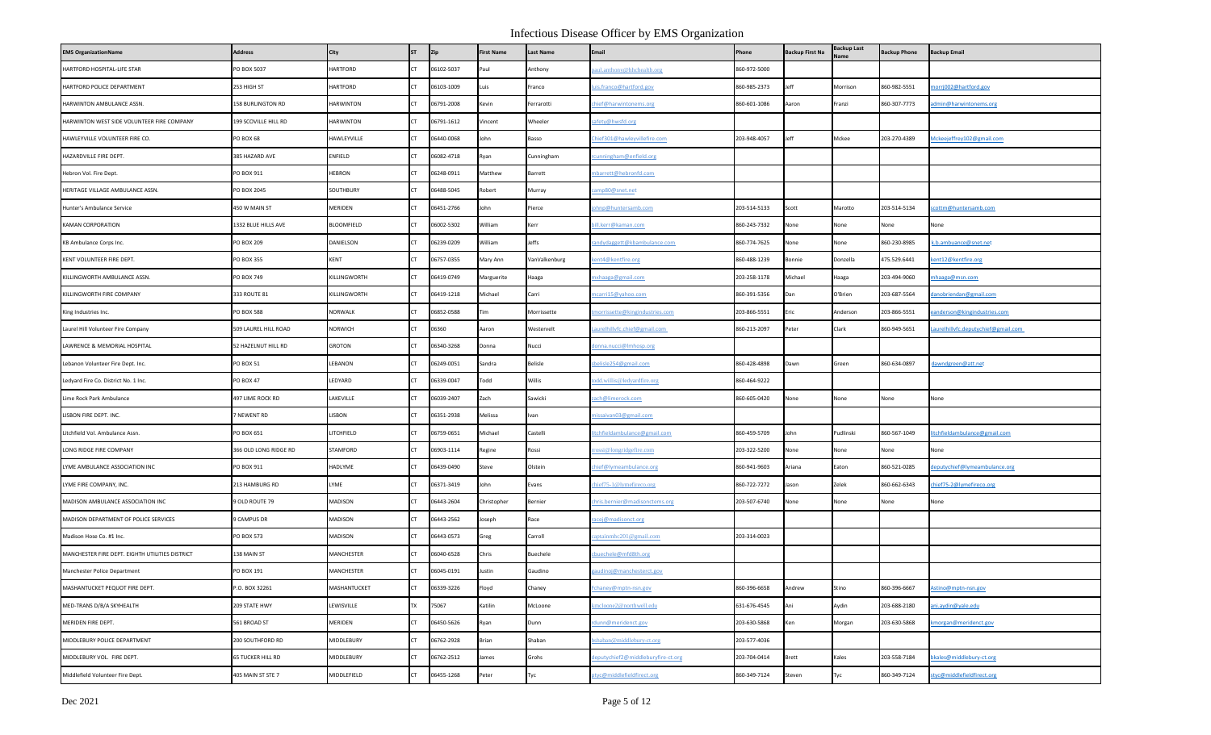# Infectious Disease Officer by EMS Organization

| EMS OrganizationName | Address | City | ST | Zip | First Name | Last Name | Email | Phone | Backup First Na | Backup Last Name | Backup Phone | Backup Email |
|---|---|---|---|---|---|---|---|---|---|---|---|---|
| HARTFORD HOSPITAL-LIFE STAR | PO BOX 5037 | HARTFORD | CT | 06102-5037 | Paul | Anthony | paul.anthony@hhchealth.org | 860-972-5000 | | | | |
| HARTFORD POLICE DEPARTMENT | 253 HIGH ST | HARTFORD | CT | 06103-1009 | Luis | Franco | luis.franco@hartford.gov | 860-985-2373 | Jeff | Morrison | 860-982-5551 | morrj002@hartford.gov |
| HARWINTON AMBULANCE ASSN. | 158 BURLINGTON RD | HARWINTON | CT | 06791-2008 | Kevin | Ferrarotti | chief@harwintonems.org | 860-601-1086 | Aaron | Franzi | 860-307-7773 | admin@harwintonems.org |
| HARWINTON WEST SIDE VOLUNTEER FIRE COMPANY | 199 SCOVILLE HILL RD | HARWINTON | CT | 06791-1612 | Vincent | Wheeler | safety@hwsfd.org | | | | | |
| HAWLEYVILLE VOLUNTEER FIRE CO. | PO BOX 68 | HAWLEYVILLE | CT | 06440-0068 | John | Basso | Chief301@hawleyvillefire.com | 203-948-4057 | Jeff | Mckee | 203-270-4389 | Mckeejeffrey102@gmail.com |
| HAZARDVILLE FIRE DEPT. | 385 HAZARD AVE | ENFIELD | CT | 06082-4718 | Ryan | Cunningham | rcunningham@enfield.org | | | | | |
| Hebron Vol. Fire Dept. | PO BOX 911 | HEBRON | CT | 06248-0911 | Matthew | Barrett | mbarrett@hebronfd.com | | | | | |
| HERITAGE VILLAGE AMBULANCE ASSN. | PO BOX 2045 | SOUTHBURY | CT | 06488-5045 | Robert | Murray | camp80@snet.net | | | | | |
| Hunter's Ambulance Service | 450 W MAIN ST | MERIDEN | CT | 06451-2766 | John | Pierce | johnp@huntersamb.com | 203-514-5133 | Scott | Marotto | 203-514-5134 | scottm@huntersamb.com |
| KAMAN CORPORATION | 1332 BLUE HILLS AVE | BLOOMFIELD | CT | 06002-5302 | William | Kerr | bill.kerr@kaman.com | 860-243-7332 | None | None | None | None |
| KB Ambulance Corps Inc. | PO BOX 209 | DANIELSON | CT | 06239-0209 | William | Jeffs | randydaggett@kbambulance.com | 860-774-7625 | None | None | 860-230-8985 | k.b.ambuance@snet.net |
| KENT VOLUNTEER FIRE DEPT. | PO BOX 355 | KENT | CT | 06757-0355 | Mary Ann | VanValkenburg | kent4@kentfire.org | 860-488-1239 | Bonnie | Donzella | 475.529.6441 | kent12@kentfire.org |
| KILLINGWORTH AMBULANCE ASSN. | PO BOX 749 | KILLINGWORTH | CT | 06419-0749 | Marguerite | Haaga | mhaaga@gmail.com | 203-258-1178 | Michael | Haaga | 203-494-9060 | mhaaga@msn.com |
| KILLINGWORTH FIRE COMPANY | 333 ROUTE 81 | KILLINGWORTH | CT | 06419-1218 | Michael | Carri | mcarri15@yahoo.com | 860-391-5356 | Dan | O'Brien | 203-687-5564 | danobriendan@gmail.com |
| King Industries Inc. | PO BOX 588 | NORWALK | CT | 06852-0588 | Tim | Morrissette | tmorrissette@kingindustries.com | 203-866-5551 | Eric | Anderson | 203-866-5551 | eanderson@kingindustries.com |
| Laurel Hill Volunteer Fire Company | 509 LAUREL HILL ROAD | NORWICH | CT | 06360 | Aaron | Westervelt | Laurelhillvfc.chief@gmail.com | 860-213-2097 | Peter | Clark | 860-949-5651 | Laurelhillvfc.deputychief@gmail.com |
| LAWRENCE & MEMORIAL HOSPITAL | 52 HAZELNUT HILL RD | GROTON | CT | 06340-3268 | Donna | Nucci | donna.nucci@lmhosp.org | | | | | |
| Lebanon Volunteer Fire Dept. Inc. | PO BOX 51 | LEBANON | CT | 06249-0051 | Sandra | Belisle | sbelisle254@gmail.com | 860-428-4898 | Dawn | Green | 860-634-0897 | dawndgreen@att.net |
| Ledyard Fire Co. District No. 1 Inc. | PO BOX 47 | LEDYARD | CT | 06339-0047 | Todd | Willis | todd.willis@ledyardfire.org | 860-464-9222 | | | | |
| Lime Rock Park Ambulance | 497 LIME ROCK RD | LAKEVILLE | CT | 06039-2407 | Zach | Sawicki | zach@limerock.com | 860-605-0420 | None | None | None | None |
| LISBON FIRE DEPT. INC. | 7 NEWENT RD | LISBON | CT | 06351-2938 | Melissa | Ivan | missaivan03@gmail.com | | | | | |
| Litchfield Vol. Ambulance Assn. | PO BOX 651 | LITCHFIELD | CT | 06759-0651 | Michael | Castelli | litchfieldambulance@gmail.com | 860-459-5709 | John | Pudlinski | 860-567-1049 | litchfieldambulance@gmail.com |
| LONG RIDGE FIRE COMPANY | 366 OLD LONG RIDGE RD | STAMFORD | CT | 06903-1114 | Regine | Rossi | rrossi@longridgefire.com | 203-322-5200 | None | None | None | None |
| LYME AMBULANCE ASSOCIATION INC | PO BOX 911 | HADLYME | CT | 06439-0490 | Steve | Olstein | chief@lymeambulance.org | 860-941-9603 | Ariana | Eaton | 860-521-0285 | deputychief@lymeambulance.org |
| LYME FIRE COMPANY, INC. | 213 HAMBURG RD | LYME | CT | 06371-3419 | John | Evans | chief75-1@lymefireco.org | 860-722-7272 | Jason | Zelek | 860-662-6343 | chief75-2@lymefireco.org |
| MADISON AMBULANCE ASSOCIATION INC | 9 OLD ROUTE 79 | MADISON | CT | 06443-2604 | Christopher | Bernier | chris.bernier@madisonctems.org | 203-507-6740 | None | None | None | None |
| MADISON DEPARTMENT OF POLICE SERVICES | 9 CAMPUS DR | MADISON | CT | 06443-2562 | Joseph | Race | racej@madisonct.org | | | | | |
| Madison Hose Co. #1 Inc. | PO BOX 573 | MADISON | CT | 06443-0573 | Greg | Carroll | captainmhc201@gmail.com | 203-314-0023 | | | | |
| MANCHESTER FIRE DEPT. EIGHTH UTILITIES DISTRICT | 138 MAIN ST | MANCHESTER | CT | 06040-6528 | Chris | Buechele | cbuechele@mfd8th.org | | | | | |
| Manchester Police Department | PO BOX 191 | MANCHESTER | CT | 06045-0191 | Justin | Gaudino | gaudinoj@manchesterct.gov | | | | | |
| MASHANTUCKET PEQUOT FIRE DEPT. | P.O. BOX 32261 | MASHANTUCKET | CT | 06339-3226 | Floyd | Chaney | fchaney@mptn-nsn.gov | 860-396-6658 | Andrew | Stino | 860-396-6667 | Astino@mptn-nsn.gov |
| MED-TRANS D/B/A SKYHEALTH | 209 STATE HWY | LEWISVILLE | TX | 75067 | Katilin | McLoone | kmcloone2@northwell.edu | 631-676-4545 | Ani | Aydin | 203-688-2180 | ani.aydin@yale.edu |
| MERIDEN FIRE DEPT. | 561 BROAD ST | MERIDEN | CT | 06450-5626 | Ryan | Dunn | rdunn@meridenct.gov | 203-630-5868 | Ken | Morgan | 203-630-5868 | kmorgan@meridenct.gov |
| MIDDLEBURY POLICE DEPARTMENT | 200 SOUTHFORD RD | MIDDLEBURY | CT | 06762-2928 | Brian | Shaban | bshaban@middlebury-ct.org | 203-577-4036 | | | | |
| MIDDLEBURY VOL. FIRE DEPT. | 65 TUCKER HILL RD | MIDDLEBURY | CT | 06762-2512 | James | Grohs | deputychief2@middleburyfire-ct.org | 203-704-0414 | Brett | Kales | 203-558-7184 | bkales@middlebury-ct.org |
| Middlefield Volunteer Fire Dept. | 405 MAIN ST STE 7 | MIDDLEFIELD | CT | 06455-1268 | Peter | Tyc | ptyc@middlefieldfirect.org | 860-349-7124 | Steven | Tyc | 860-349-7124 | styc@middlefieldfirect.org |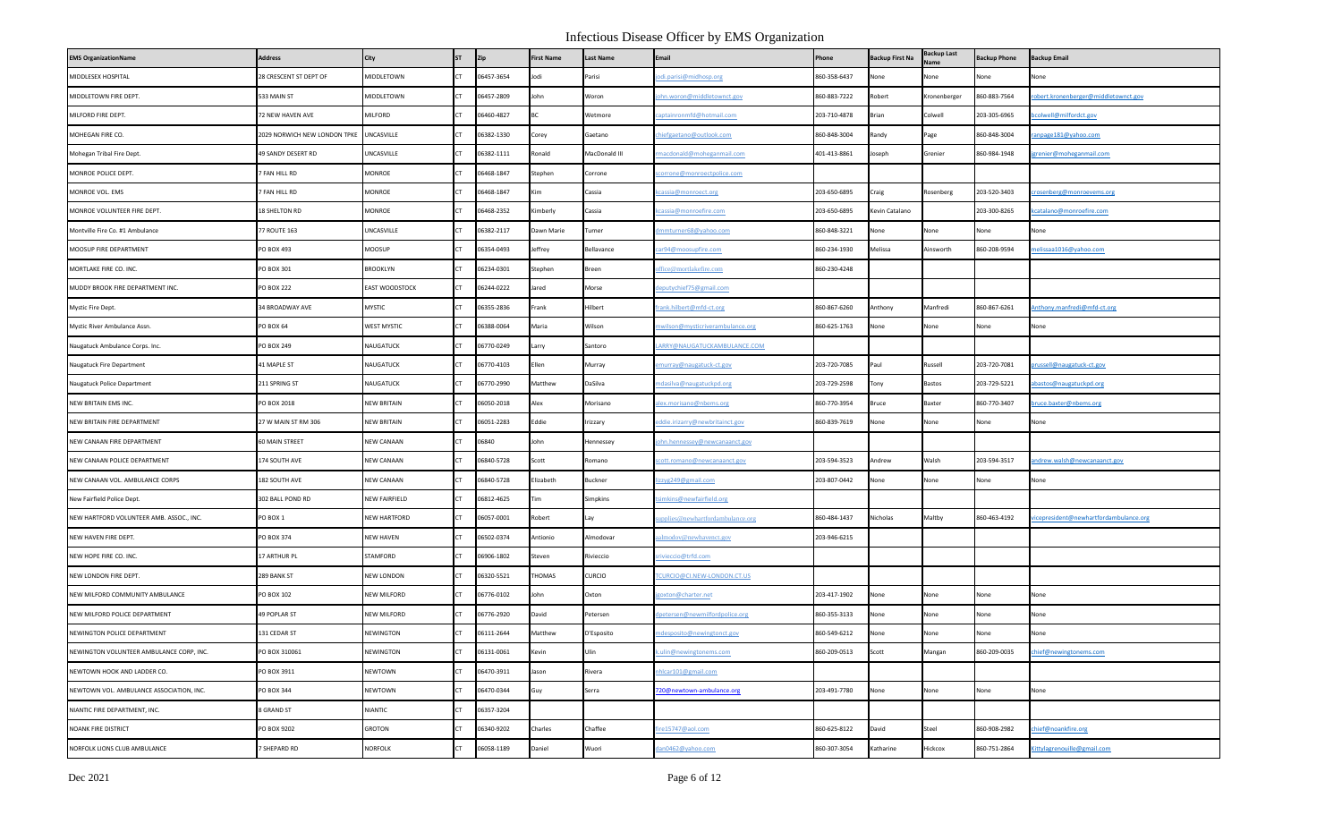# Infectious Disease Officer by EMS Organization

| EMS OrganizationName | Address | City | ST | Zip | First Name | Last Name | Email | Phone | Backup First Na | Backup Last Name | Backup Phone | Backup Email |
|---|---|---|---|---|---|---|---|---|---|---|---|---|
| MIDDLESEX HOSPITAL | 28 CRESCENT ST DEPT OF | MIDDLETOWN | CT | 06457-3654 | Jodi | Parisi | jodi.parisi@midhosp.org | 860-358-6437 | None | None | None | None |
| MIDDLETOWN FIRE DEPT. | 533 MAIN ST | MIDDLETOWN | CT | 06457-2809 | John | Woron | john.woron@middletownct.gov | 860-883-7222 | Robert | Kronenberger | 860-883-7564 | robert.kronenberger@middletownct.gov |
| MILFORD FIRE DEPT. | 72 NEW HAVEN AVE | MILFORD | CT | 06460-4827 | BC | Wetmore | captainronmfd@hotmail.com | 203-710-4878 | Brian | Colwell | 203-305-6965 | bcolwell@milfordct.gov |
| MOHEGAN FIRE CO. | 2029 NORWICH NEW LONDON TPKE | UNCASVILLE | CT | 06382-1330 | Corey | Gaetano | chiefgaetano@outlook.com | 860-848-3004 | Randy | Page | 860-848-3004 | ranpage181@yahoo.com |
| Mohegan Tribal Fire Dept. | 49 SANDY DESERT RD | UNCASVILLE | CT | 06382-1111 | Ronald | MacDonald III | rmacdonald@moheganmail.com | 401-413-8861 | Joseph | Grenier | 860-984-1948 | jgrenier@moheganmail.com |
| MONROE POLICE DEPT. | 7 FAN HILL RD | MONROE | CT | 06468-1847 | Stephen | Corrone | scorrone@monroectpolice.com | | | | | |
| MONROE VOL. EMS | 7 FAN HILL RD | MONROE | CT | 06468-1847 | Kim | Cassia | kcassia@monroect.org | 203-650-6895 | Craig | Rosenberg | 203-520-3403 | crosenberg@monroeems.org |
| MONROE VOLUNTEER FIRE DEPT. | 18 SHELTON RD | MONROE | CT | 06468-2352 | Kimberly | Cassia | kcassia@monroefire.com | 203-650-6895 | Kevin Catalano | | 203-300-8265 | kcatalano@monroefire.com |
| Montville Fire Co. #1 Ambulance | 77 ROUTE 163 | UNCASVILLE | CT | 06382-2117 | Dawn Marie | Turner | dmmturner68@yahoo.com | 860-848-3221 | None | None | None | None |
| MOOSUP FIRE DEPARTMENT | PO BOX 493 | MOOSUP | CT | 06354-0493 | Jeffrey | Bellavance | car94@moosupfire.com | 860-234-1930 | Melissa | Ainsworth | 860-208-9594 | melissaa1016@yahoo.com |
| MORTLAKE FIRE CO. INC. | PO BOX 301 | BROOKLYN | CT | 06234-0301 | Stephen | Breen | office@mortlakefire.com | 860-230-4248 | | | | |
| MUDDY BROOK FIRE DEPARTMENT INC. | PO BOX 222 | EAST WOODSTOCK | CT | 06244-0222 | Jared | Morse | deputychief75@gmail.com | | | | | |
| Mystic Fire Dept. | 34 BROADWAY AVE | MYSTIC | CT | 06355-2836 | Frank | Hilbert | frank.hilbert@mfd-ct.org | 860-867-6260 | Anthony | Manfredi | 860-867-6261 | Anthony.manfredi@mfd-ct.org |
| Mystic River Ambulance Assn. | PO BOX 64 | WEST MYSTIC | CT | 06388-0064 | Maria | Wilson | mwilson@mysticriverambulance.org | 860-625-1763 | None | None | None | None |
| Naugatuck Ambulance Corps. Inc. | PO BOX 249 | NAUGATUCK | CT | 06770-0249 | Larry | Santoro | LARRY@NAUGATUCKAMBULANCE.COM | | | | | |
| Naugatuck Fire Department | 41 MAPLE ST | NAUGATUCK | CT | 06770-4103 | Ellen | Murray | emurray@naugatuck-ct.gov | 203-720-7085 | Paul | Russell | 203-720-7081 | prussell@naugatuck-ct.gov |
| Naugatuck Police Department | 211 SPRING ST | NAUGATUCK | CT | 06770-2990 | Matthew | DaSilva | mdasilva@naugatuckpd.org | 203-729-2598 | Tony | Bastos | 203-729-5221 | abastos@naugatuckpd.org |
| NEW BRITAIN EMS INC. | PO BOX 2018 | NEW BRITAIN | CT | 06050-2018 | Alex | Morisano | alex.morisano@nbems.org | 860-770-3954 | Bruce | Baxter | 860-770-3407 | bruce.baxter@nbems.org |
| NEW BRITAIN FIRE DEPARTMENT | 27 W MAIN ST RM 306 | NEW BRITAIN | CT | 06051-2283 | Eddie | Irizzary | eddie.irizarry@newbritainct.gov | 860-839-7619 | None | None | None | None |
| NEW CANAAN FIRE DEPARTMENT | 60 MAIN STREET | NEW CANAAN | CT | 06840 | John | Hennessey | john.hennessey@newcanaanct.gov | | | | | |
| NEW CANAAN POLICE DEPARTMENT | 174 SOUTH AVE | NEW CANAAN | CT | 06840-5728 | Scott | Romano | scott.romano@newcanaanct.gov | 203-594-3523 | Andrew | Walsh | 203-594-3517 | andrew.walsh@newcanaanct.gov |
| NEW CANAAN VOL. AMBULANCE CORPS | 182 SOUTH AVE | NEW CANAAN | CT | 06840-5728 | Elizabeth | Buckner | lizzyg249@gmail.com | 203-807-0442 | None | None | None | None |
| New Fairfield Police Dept. | 302 BALL POND RD | NEW FAIRFIELD | CT | 06812-4625 | Tim | Simpkins | tsimkins@newfairfield.org | | | | | |
| NEW HARTFORD VOLUNTEER AMB. ASSOC., INC. | PO BOX 1 | NEW HARTFORD | CT | 06057-0001 | Robert | Lay | supplies@newhartfordambulance.org | 860-484-1437 | Nicholas | Maltby | 860-463-4192 | vicepresident@newhartfordambulance.org |
| NEW HAVEN FIRE DEPT. | PO BOX 374 | NEW HAVEN | CT | 06502-0374 | Antionio | Almodovar | aalmodov@newhavenct.gov | 203-946-6215 | | | | |
| NEW HOPE FIRE CO. INC. | 17 ARTHUR PL | STAMFORD | CT | 06906-1802 | Steven | Rivieccio | srivieccio@nhfd.com | | | | | |
| NEW LONDON FIRE DEPT. | 289 BANK ST | NEW LONDON | CT | 06320-5521 | THOMAS | CURCIO | TCURCIO@CI.NEW-LONDON.CT.US | | | | | |
| NEW MILFORD COMMUNITY AMBULANCE | PO BOX 102 | NEW MILFORD | CT | 06776-0102 | John | Oxton | jjoxton@charter.net | 203-417-1902 | None | None | None | None |
| NEW MILFORD POLICE DEPARTMENT | 49 POPLAR ST | NEW MILFORD | CT | 06776-2920 | David | Petersen | dpetersen@newmilfordpolice.org | 860-355-3133 | None | None | None | None |
| NEWINGTON POLICE DEPARTMENT | 131 CEDAR ST | NEWINGTON | CT | 06111-2644 | Matthew | D'Esposito | mdesposito@newingtonct.gov | 860-549-6212 | None | None | None | None |
| NEWINGTON VOLUNTEER AMBULANCE CORP, INC. | PO BOX 310061 | NEWINGTON | CT | 06131-0061 | Kevin | Ulin | k.ulin@newingtonems.com | 860-209-0513 | Scott | Mangan | 860-209-0035 | chief@newingtonems.com |
| NEWTOWN HOOK AND LADDER CO. | PO BOX 3911 | NEWTOWN | CT | 06470-3911 | Jason | Rivera | nhlcar101@gmail.com | | | | | |
| NEWTOWN VOL. AMBULANCE ASSOCIATION, INC. | PO BOX 344 | NEWTOWN | CT | 06470-0344 | Guy | Serra | 720@newtown-ambulance.org | 203-491-7780 | None | None | None | None |
| NIANTIC FIRE DEPARTMENT, INC. | 8 GRAND ST | NIANTIC | CT | 06357-3204 | | | | | | | | |
| NOANK FIRE DISTRICT | PO BOX 9202 | GROTON | CT | 06340-9202 | Charles | Chaffee | fire15747@aol.com | 860-625-8122 | David | Steel | 860-908-2982 | chief@noankfire.org |
| NORFOLK LIONS CLUB AMBULANCE | 7 SHEPARD RD | NORFOLK | CT | 06058-1189 | Daniel | Wuori | dan0462@yahoo.com | 860-307-3054 | Katharine | Hickcox | 860-751-2864 | Kittylagrenouille@gmail.com |

Dec 2021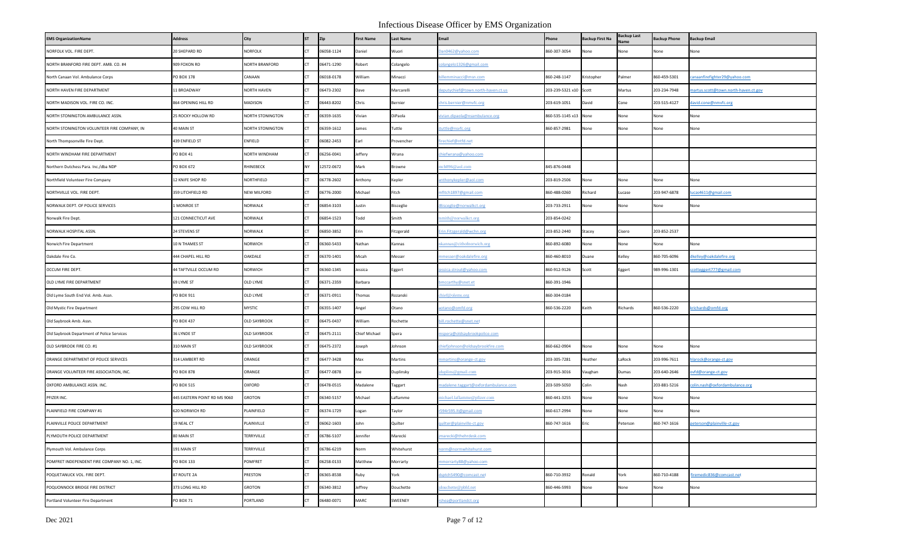# Infectious Disease Officer by EMS Organization

| EMS OrganizationName | Address | City | ST | Zip | First Name | Last Name | Email | Phone | Backup First Na | Backup Last Name | Backup Phone | Backup Email |
|---|---|---|---|---|---|---|---|---|---|---|---|---|
| NORFOLK VOL. FIRE DEPT. | 20 SHEPARD RD | NORFOLK | CT | 06058-1124 | Daniel | Wuori | Dan0462@yahoo.com | 860-307-3054 | None | None | None | None |
| NORTH BRANFORD FIRE DEPT. AMB. CO. #4 | 909 FOXON RD | NORTH BRANFORD | CT | 06471-1290 | Robert | Colangelo | colangelo1326@gmail.com | | | | | |
| North Canaan Vol. Ambulance Corps | PO BOX 178 | CANAAN | CT | 06018-0178 | William | Minacci | billemminacci@msn.com | 860-248-1147 | Kristopher | Palmer | 860-459-5301 | canaanfirefighter29@yahoo.com |
| NORTH HAVEN FIRE DEPARTMENT | 11 BROADWAY | NORTH HAVEN | CT | 06473-2302 | Dave | Marcarelli | deputychief@town.north-haven.ct.us | 203-239-5321 x10 | Scott | Martus | 203-234-7948 | martus.scott@town.north-haven.ct.gov |
| NORTH MADISON VOL. FIRE CO. INC. | 864 OPENING HILL RD | MADISON | CT | 06443-8202 | Chris | Bernier | chris.bernier@nmvfc.org | 203-619-1051 | David | Cone | 203-515-4127 | david.cone@nmvfc.org |
| NORTH STONINGTON AMBULANCE ASSN. | 25 ROCKY HOLLOW RD | NORTH STONINGTON | CT | 06359-1635 | Vivian | DiPaola | vivian.dipaola@nsambulance.org | 860-535-1145 x13 | None | None | None | None |
| NORTH STONINGTON VOLUNTEER FIRE COMPANY, IN | 40 MAIN ST | NORTH STONINGTON | CT | 06359-1612 | James | Tuttle | jtuttle@nsvfc.org | 860-857-2981 | None | None | None | None |
| North Thompsonville Fire Dept. | 439 ENFIELD ST | ENFIELD | CT | 06082-2453 | Earl | Provencher | firechief@ntfd.net | | | | | |
| NORTH WINDHAM FIRE DEPARTMENT | PO BOX 41 | NORTH WINDHAM | CT | 06256-0041 | Jeffery | Wrana | chiefwrana@yahoo.com | | | | | |
| Northern Dutchess Para. Inc./dba NDP | PO BOX 672 | RHINEBECK | NY | 12572-0672 | Mark | Browne | mcb896@aol.com | 845-876-0448 | | | | |
| Northfield Volunteer Fire Company | 12 KNIFE SHOP RD | NORTHFIELD | CT | 06778-2602 | Anthony | Kepler | anthonykepler@aol.com | 203-819-2506 | None | None | None | None |
| NORTHVILLE VOL. FIRE DEPT. | 359 LITCHFIELD RD | NEW MILFORD | CT | 06776-2000 | Michael | Fitch | mfitch1897@gmail.com | 860-488-0260 | Richard | Lucase | 203-947-6878 | lucas4611@gmail.com |
| NORWALK DEPT. OF POLICE SERVICES | 1 MONROE ST | NORWALK | CT | 06854-3103 | Justin | Bisceglie | JBisceglie@norwalkct.org | 203-733-2911 | None | None | None | None |
| Norwalk Fire Dept. | 121 CONNECTICUT AVE | NORWALK | CT | 06854-1523 | Todd | Smith | tsmith@norwalkct.org | 203-854-0242 | | | | |
| NORWALK HOSPITAL ASSN. | 24 STEVENS ST | NORWALK | CT | 06850-3852 | Erin | Fitzgerald | Erin.Fitzgerald@wchn.org | 203-852-2440 | Stacey | Cisero | 203-852-2537 | |
| Norwich Fire Department | 10 N THAMES ST | NORWICH | CT | 06360-5433 | Nathan | Kannas | nkannas@cityofnorwich.org | 860-892-6080 | None | None | None | None |
| Oakdale Fire Co. | 444 CHAPEL HILL RD | OAKDALE | CT | 06370-1401 | Micah | Messer | mmesser@oakdalefire.org | 860-460-8010 | Duane | Kelley | 860-705-6096 | dkelley@oakdalefire.org |
| OCCUM FIRE DEPT. | 44 TAFTVILLE OCCUM RD | NORWICH | CT | 06360-1345 | Jessica | Eggert | jessica.strout@yahoo.com | 860-912-9126 | Scott | Eggert | 989-996-1301 | scotteggert777@gmail.com |
| OLD LYME FIRE DEPARTMENT | 69 LYME ST | OLD LYME | CT | 06371-2359 | Barbara | | bmccarthy@snet.et | 860-391-1946 | | | | |
| Old Lyme South End Vol. Amb. Assn. | PO BOX 911 | OLD LYME | CT | 06371-0911 | Thomas | Rozanski | chief@olems.org | 860-304-0184 | | | | |
| Old Mystic Fire Department | 295 COW HILL RD | MYSTIC | CT | 06355-1407 | Angel | Otano | aotano@omfd.org | 860-536-2220 | Keith | Richards | 860-536-2220 | krichards@omfd.org |
| Old Saybrook Amb. Assn. | PO BOX 437 | OLD SAYBROOK | CT | 06475-0437 | William | Rochette | bill.rochette@snet.net | | | | | |
| Old Saybrook Department of Police Services | 36 LYNDE ST | OLD SAYBROOK | CT | 06475-2111 | Chief Michael | Spera | mspera@oldsaybrookpolice.com | | | | | |
| OLD SAYBROOK FIRE CO. #1 | 310 MAIN ST | OLD SAYBROOK | CT | 06475-2372 | Joseph | Johnson | chiefjohnson@oldsaybrookfire.com | 860-662-0904 | None | None | None | None |
| ORANGE DEPARTMENT OF POLICE SERVICES | 314 LAMBERT RD | ORANGE | CT | 06477-3428 | Max | Martins | mmartins@orange-ct.gov | 203-305-7281 | Heather | LaRock | 203-996-7611 | hlarock@orange-ct.gov |
| ORANGE VOLUNTEER FIRE ASSOCIATION, INC. | PO BOX 878 | ORANGE | CT | 06477-0878 | Joe | Duplinsky | jduplins@gmail.com | 203-915-3016 | Vaughan | Dumas | 203-640-2646 | ovfd@orange-ct.gov |
| OXFORD AMBULANCE ASSN. INC. | PO BOX 515 | OXFORD | CT | 06478-0515 | Madalene | Taggart | madalene.taggart@oxfordambulance.com | 203-509-5050 | Colin | Nash | 203-881-5216 | colin.nash@oxfordambulance.org |
| PFIZER INC. | 445 EASTERN POINT RD MS 9060 | GROTON | CT | 06340-5157 | Michael | Laflamme | michael.laflamme@pfizer.com | 860-441-3255 | None | None | None | None |
| PLAINFIELD FIRE COMPANY #1 | 620 NORWICH RD | PLAINFIELD | CT | 06374-1729 | Logan | Taylor | r594r595.lt@gmail.com | 860-617-2994 | None | None | None | None |
| PLAINVILLE POLICE DEPARTMENT | 19 NEAL CT | PLAINVILLE | CT | 06062-1603 | John | Quilter | quilter@plainville-ct.gov | 860-747-1616 | Eric | Peterson | 860-747-1616 | peterson@plainville-ct.gov |
| PLYMOUTH POLICE DEPARTMENT | 80 MAIN ST | TERRYVILLE | CT | 06786-5107 | Jennifer | Marecki | jmarecki@thehrdesk.com | | | | | |
| Plymouth Vol. Ambulance Corps | 191 MAIN ST | TERRYVILLE | CT | 06786-6219 | Norm | Whitehurst | norm@normwhitehurst.com | | | | | |
| POMFRET INDEPENDENT FIRE COMPANY NO. 1, INC. | PO BOX 133 | POMFRET | CT | 06258-0133 | Matthew | Morrarty | mmorrarty88@yahoo.com | | | | | |
| POQUETANUCK VOL. FIRE DEPT. | 87 ROUTE 2A | PRESTON | CT | 06365-8538 | Ruby | York | dsptch5490@comcast.net | 860-710-3932 | Ronald | York | 860-710-4188 | firemedic836@comcast.net |
| POQUONNOCK BRIDGE FIRE DISTRICT | 373 LONG HILL RD | GROTON | CT | 06340-3812 | Jeffrey | Douchette | jdouchette@pbfd.net | 860-446-5993 | None | None | None | None |
| Portland Volunteer Fire Department | PO BOX 71 | PORTLAND | CT | 06480-0071 | MARC | SWEENEY | rshea@portlandct.org | | | | | |

Dec 2021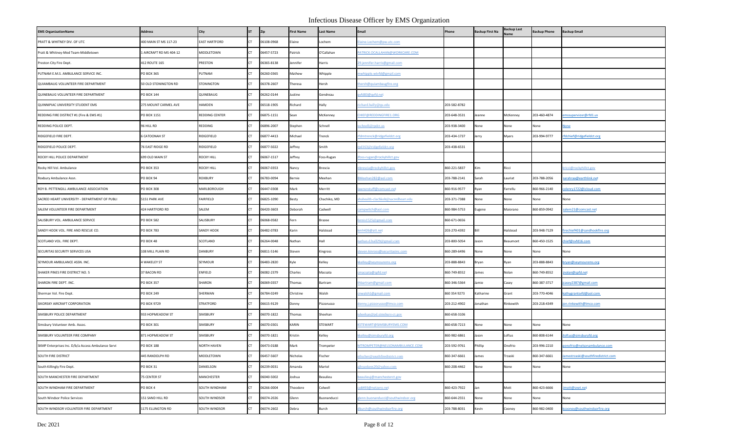# Infectious Disease Officer by EMS Organization

| EMS OrganizationName | Address | City | ST | Zip | First Name | Last Name | Email | Phone | Backup First Na | Backup Last Name | Backup Phone | Backup Email |
|---|---|---|---|---|---|---|---|---|---|---|---|---|
| PRATT & WHITNEY DIV. OF UTC | 400 MAIN ST MS 117-23 | EAST HARTFORD | CT | 06108-0968 | Elaine | Lochem | Elaine.Lochem@pw.utc.com | | | | | |
| Pratt & Whitney-Med Team-Middletown | 1 AIRCRAFT RD MS 404-12 | MIDDLETOWN | CT | 06457-5723 | Patrick | O'Callahan | PATRICK.OCALLAHAN@WORKCARE.COM | | | | | |
| Preston City Fire Dept. | 412 ROUTE 165 | PRESTON | CT | 06365-8138 | Jennifer | Harris | 29.jennifer.harris@gmail.com | | | | | |
| PUTNAM E.M.S. AMBULANCE SERVICE INC. | PO BOX 365 | PUTNAM | CT | 06260-0365 | Mathew | Whipple | mwhipple.wtvfd@gmail.com | | | | | |
| QUIAMBAUG VOLUNTEER FIRE DEPARTMENT | 50 OLD STONINGTON RD | STONINGTON | CT | 06378-2607 | Theresa | Hersh | thersh@quiambaugfire.org | | | | | |
| QUINEBAUG VOLUNTEER FIRE DEPARTMENT | PO BOX 144 | QUINEBAUG | CT | 06262-0144 | Justine | Gendreau | qvfd83@qvfd.net | | | | | |
| QUINNIPIAC UNIVERSITY STUDENT EMS | 275 MOUNT CARMEL AVE | HAMDEN | CT | 06518-1905 | Richard | Hally | richard.hally@qu.edu | 203-582-8782 | | | | |
| REDDING FIRE DISTRICT #1 (Fire & EMS #1) | PO BOX 1151 | REDDING CENTER | CT | 06875-1151 | Sean | McKenney | CHIEF@REDDINGFIRE1.ORG | 203-648-3531 | Jeanne | McKenney | 203-460-4874 | emssuperviosr@rfd1.us |
| REDDING POLICE DEPT. | 96 HILL RD | REDDING | CT | 06896-2007 | Stephen | Schnell | sschnell@rpdct.us | 203-938-3400 | None | None | None | None |
| RIDGEFIELD FIRE DEPT. | 6 CATOONAH ST | RIDGEFIELD | CT | 06877-4413 | Michael | Trenck | rfdmtrenck@ridgefieldct.org | 203-434-1737 | Jerry | Myers | 203-994-9777 | rfdchief@ridgefieldct.org |
| RIDGEFIELD POLICE DEPT. | 76 EAST RIDGE RD | RIDGEFIELD | CT | 06877-5022 | Jeffrey | Smith | rpd163@ridgefieldct.org | 203-438-6531 | | | | |
| ROCKY HILL POLICE DEPARTMENT | 699 OLD MAIN ST | ROCKY HILL | CT | 06067-1517 | Jeffrey | Foss-Rugan | jfoss-rugan@rockyhillct.gov | | | | | |
| Rocky Hill Vol. Ambulance | PO BOX 353 | ROCKY HILL | CT | 06067-0353 | Nancy | Brescia | nbrescia@rockyhillct.gov | 860-221-5837 | Kim | Ricci | | kricci@rockyhillct.gov |
| Roxbury Ambulance Assn. | PO BOX 94 | ROXBURY | CT | 06783-0094 | Bernie | Meehan | BMeehan282@aol.com | 203-788-2141 | Sarah | Lauriat | 203-788-2056 | sarahraa@earthlink.net |
| ROY B. PETTENGILL AMBULANCE ASSOCIATION | PO BOX 308 | MARLBOROUGH | CT | 06447-0308 | Mark | Merritt | lawnsnstuff@comcast.net | 860-916-9577 | Ryan | Farrellu | 860-966-2140 | colenry1722@icloud.com |
| SACRED HEART UNIVERSITY - DEPARTMENT OF PUBLI | 5151 PARK AVE | FAIRFIELD | CT | 06825-1090 | Besty | Chachiko, MD | studwalth-clachkob@sacredheart.edu | 203-371-7388 | None | None | None | None |
| SALEM VOLUNTEER FIRE DEPARTMENT | 424 HARTFORD RD | SALEM | CT | 06420-3603 | Deborah | Cadwell | rampwitch@aol.com | 860-984-5753 | Eugene | Maiorano | 860-859-0942 | salem21@comcast.net |
| SALISBURY VOL. AMBULANCE SERVICE | PO BOX 582 | SALISBURY | CT | 06068-0582 | Fern | Brazee | fernis1525@gmail.com | 860-671-0656 | | | | |
| SANDY HOOK VOL. FIRE AND RESCUE CO. | PO BOX 783 | SANDY HOOK | CT | 06482-0783 | Karin | Halstead | kmh426@att.net | 203-270-4392 | Bill | Halstead | 203-948-7129 | firechief401@sandhookfire.org |
| SCOTLAND VOL. FIRE DEPT. | PO BOX 48 | SCOTLAND | CT | 06264-0048 | Nathan | Hall | nathan.d.hall29@gmail.com | 203-800-5054 | Jason | Beaumont | 860-450-1525 | chief@svfd16.com |
| SECURITAS SECURITY SERVICES USA | 108 MILL PLAIN RD | DANBURY | CT | 06811-5146 | Steven | Kingross | steven.kinross@securitasinc.com | 860-289-6496 | None | None | None | None |
| SEYMOUR AMBULANCE ASSN. INC. | 4 WAKELEY ST | SEYMOUR | CT | 06483-2820 | Kyle | Kelley | kkelley@seymourems.org | 203-888-8843 | Bryan | Ryan | 203-888-8843 | bryan@seymourems.org |
| SHAKER PINES FIRE DISTRICT NO. 5 | 37 BACON RD | ENFIELD | CT | 06082-2379 | Charles | Macsata | cmacsata@spfd.net | 860-749-8552 | James | Nolan | 860-749-8552 | jnolan@spfd.net |
| SHARON FIRE DEPT. INC. | PO BOX 357 | SHARON | CT | 06069-0357 | Thomas | Bartram | thbartram@gmail.com | 860-346-5364 | Jamie | Casey | 860-387-3717 | jcasey2387@gmail.com |
| Sherman Vol. Fire Dept. | PO BOX 249 | SHERMAN | CT | 06784-0249 | Christine | Walsh | cnwalsh1@gmail.com | 860 354 9273 | Katharine | Grant | 203-770-4046 | kathygrantsvfd@aol.com |
| SIKORSKY AIRCRAFT CORPORATION | PO BOX 9729 | STRATFORD | CT | 06615-9129 | Donny | Pizzorusso | donny.j.pizzorusso@lmco.com | 203-212-4902 | Jonathan | Rinkewith | 203-218-4349 | jon.rinkewith@lmco.com |
| SIMSBURY POLICE DEPARTMENT | 933 HOPMEADOW ST | SIMSBURY | CT | 06070-1822 | Thomas | Sheehan | tsheehan@pd.simsbury-ct.gov | 860-658-3106 | | | | |
| Simsbury Volunteer Amb. Assoc. | PO BOX 301 | SIMSBURY | CT | 06070-0301 | KARIN | STEWART | KSTEWART@SIMSBURYEMS.COM | 860-658-7213 | None | None | None | None |
| SIMSBURY VOLUNTEER FIRE COMPANY | 871 HOPMEADOW ST | SIMSBURY | CT | 06070-1821 | Kristin | Kelley | kkelley@simsburyfd.org | 860-982-6861 | Jason | Loftus | 860-808-6144 | jloftus@simsburyfd.org |
| SKMP Enterprises Inc. D/b/a Access Ambulance Servi | PO BOX 188 | NORTH HAVEN | CT | 06473-0188 | Mark | Trompeter | MTROMPETER@NELSONAMBULANCE.COM | 203-592-9761 | Phillip | Onofrio | 203-996-2210 | ponofrio@nelsonambulance.com |
| SOUTH FIRE DISTRICT | 445 RANDOLPH RD | MIDDLETOWN | CT | 06457-5607 | Nicholas | Fischer | nfischer@southfiredistrict.com | 860-347-6661 | James | Trzaski | 860-347-6661 | jamestrzaski@southfiredistrict.com |
| South Killingly Fire Dept. | PO BOX 31 | DANIELSON | CT | 06239-0031 | Amanda | Martel | sdryankees20@yahoo.com | 860-208-4462 | None | None | None | None |
| SOUTH MANCHESTER FIRE DEPARTMENT | 75 CENTER ST | MANCHESTER | CT | 06040-5002 | Joshua | Beaulieu | beaulieuj@manchesterct.gov | | | | | |
| SOUTH WINDHAM FIRE DEPARTMENT | PO BOX 4 | SOUTH WINDHAM | CT | 06266-0004 | Theodore | Colwell | co8493@netzero.net | 860-423-7922 | Jan | Mott | 860-423-6666 | jmott@snet.net |
| South Windsor Police Services | 151 SAND HILL RD | SOUTH WINDSOR | CT | 06074-2026 | Glenn | Buonanducci | glenn.buonanducci@southwindsor.org | 860-644-2551 | None | None | None | None |
| SOUTH WINDSOR VOLUNTEER FIRE DEPARTMENT | 1175 ELLINGTON RD | SOUTH WINDSOR | CT | 06074-2602 | Debra | Burch | dburch@southwindsorfire.org | 203-788-8031 | Kevin | Cooney | 860-982-0400 | kcooney@southwindsorfire.org |

Dec 2021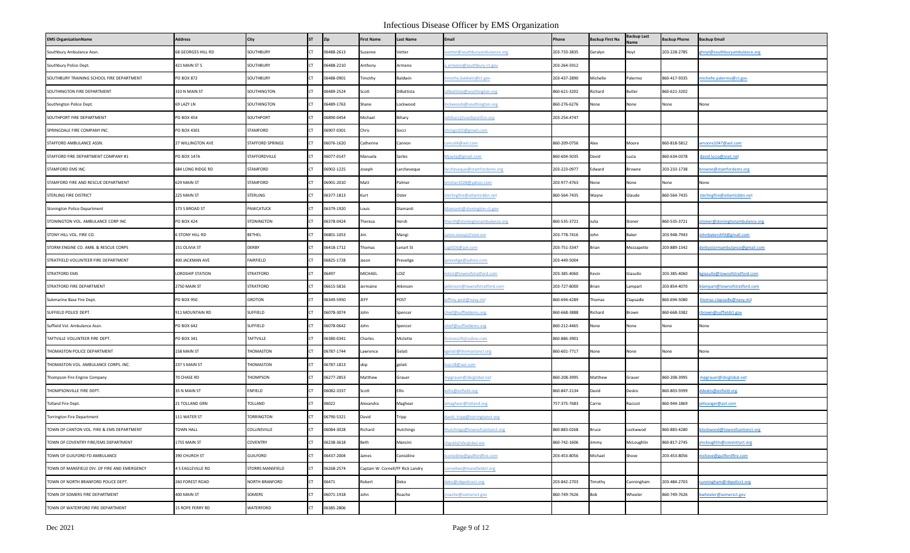# Infectious Disease Officer by EMS Organization

| EMS OrganizationName | Address | City | ST | Zip | First Name | Last Name | Email | Phone | Backup First Na | Backup Last Name | Backup Phone | Backup Email |
|---|---|---|---|---|---|---|---|---|---|---|---|---|
| Southbury Ambulance Assn. | 68 GEORGES HILL RD | SOUTHBURY | CT | 06488-2613 | Suzanne | Vetter | svetter@southburyambulance.org | 203-733-3835 | Geralyn | Hoyt | 203-228-2785 | ghoyt@southburyambulance.org |
| Southbury Police Dept. | 421 MAIN ST S | SOUTHBURY | CT | 06488-2210 | Anthony | Armeno | a.armeno@southbury-ct.gov | 203-264-5912 | | | | |
| SOUTHBURY TRAINING SCHOOL FIRE DEPARTMENT | PO BOX 872 | SOUTHBURY | CT | 06488-0901 | Timothy | Baldwin | timothy.baldwin@ct.gov | 203-437-2890 | Michelle | Palermo | 860-417-9335 | michelle.palermo@ct.gov |
| SOUTHINGTON FIRE DEPARTMENT | 310 N MAIN ST | SOUTHINGTON | CT | 06489-2524 | Scott | DiBattista | sdibattista@southington.org | 860-621-3202 | Richard | Butler | 860-621-3202 | |
| Southington Police Dept. | 69 LAZY LN | SOUTHINGTON | CT | 06489-1763 | Shane | Lockwood | lockwoods@southington.org | 860-276-6276 | None | None | None | None |
| SOUTHPORT FIRE DEPARTMENT | PO BOX 454 | SOUTHPORT | CT | 06890-0454 | Michael | Bihary | mbihary@southportfire.org | 203-254-4747 | | | | |
| SPRINGDALE FIRE COMPANY INC. | PO BOX 4301 | STAMFORD | CT | 06907-0301 | Chris | Socci | chrisgs102@gmail.com | | | | | |
| STAFFORD AMBULANCE ASSN. | 27 WILLINGTON AVE | STAFFORD SPRINGS | CT | 06076-1620 | Catherine | Cannon | cancat6@aol.com | 860-209-0756 | Alex | Moore | 860-818-5812 | amoore1047@aol.com |
| STAFFORD FIRE DEPARTMENT COMPANY #1 | PO BOX 147A | STAFFORDVILLE | CT | 06077-0147 | Manuela | Sarles | Mjayla@gmail.com | 860-604-5035 | David | Lucia | 860-634-0378 | david.lucia@snet.net |
| STAMFORD EMS INC. | 684 LONG RIDGE RD | STAMFORD | CT | 06902-1225 | Joseph | Larcheveque | larcheveque@stamfordems.org | 203-223-0977 | Edward | Browne | 203-233-1738 | browne@stamfordems.org |
| STAMFORD FIRE AND RESCUE DEPARTMENT | 629 MAIN ST | STAMFORD | CT | 06901-2010 | Matt | Palmer | jmshar1028@yahoo.com | 203-977-4763 | None | None | None | None |
| STERLING FIRE DISTRICT | 225 MAIN ST | STERLING | CT | 06377-1813 | Kurt | Oster | sterlingfire@atlanticbbn.net | 860-564-7435 | Wayne | Glaude | 860-564-7435 | sterlingfire@atlanticbbn.net |
| Stonington Police Department | 173 S BROAD ST | PAWCATUCK | CT | 06379-1920 | Louis | Diamanti | ldiamanti@stonington-ct.gov | | | | | |
| STONINGTON VOL. AMBULANCE CORP INC | PO BOX 424 | STONINGTON | CT | 06378-0424 | Theresa | Hersh | thersh@stoningtonambulance.org | 860-535-3721 | Julia | Stoner | 860-535-3721 | jstoner@stoningtonambulance.org |
| STONY HILL VOL. FIRE CO. | 6 STONY HILL RD | BETHEL | CT | 06801-1053 | Jim | Mangi | james.mangi@snet.net | 203-778-7416 | John | Baker | 203-948-7943 | johnbakershfd@gmail.com |
| STORM ENGINE CO. AMB. & RESCUE CORPS | 151 OLIVIA ST | DERBY | CT | 06418-1712 | Thomas | Lenart St | Lsgt026@aol.com | 203-751-3347 | Brian | Mezzapette | 203-889-1342 | derbystormambulance@gmail.com |
| STRATFIELD VOLUNTEER FIRE DEPARTMENT | 400 JACKMAN AVE | FAIRFIELD | CT | 06825-1728 | Jason | Prevelige | jprevelige@yahoo.com | 203-449-5004 | | | | |
| STRATFORD EMS | LORDSHIP STATION | STRATFORD | CT | 06497 | MICHAEL | LOIZ | mloiz@townofstratford.com | 203-385-4060 | Kevin | Giasullo | 203-385-4060 | kgiasullo@townofstratford.com |
| STRATFORD FIRE DEPARTMENT | 2750 MAIN ST | STRATFORD | CT | 06615-5816 | Jermaine | Atkinson | jatkinson@townofstratford.com | 203-727-8000 | Brian | Lampart | 203-854-4070 | blampart@townofstratford.com |
| Submarine Base Fire Dept. | PO BOX 950 | GROTON | CT | 06349-5950 | JEFF | POST | jeffrey.post@navy.mil | 860-694-4289 | Thomas | Clapsadle | 860-694-5080 | thomas.clapsadle@navy.mil |
| SUFFIELD POLICE DEPT. | 911 MOUNTAIN RD | SUFFIELD | CT | 06078-3074 | John | Spencer | chief@suffieldems.org | 860-668-3888 | Richard | Brown | 860-668-3382 | rbrown@suffieldct.gov |
| Suffield Vol. Ambulance Assn. | PO BOX 642 | SUFFIELD | CT | 06078-0642 | John | Spencer | chief@suffieldems.org | 860-212-4465 | None | None | None | None |
| TAFTVILLE VOLUNTEER FIRE DEPT. | PO BOX 341 | TAFTVILLE | CT | 06380-0341 | Charles | Miclette | firetuna28@yahoo.com | 860-886-3901 | | | | |
| THOMASTON POLICE DEPARTMENT | 158 MAIN ST | THOMASTON | CT | 06787-1744 | Lawrence | Gelati | sgelati@thomastonct.org | 860-601-7717 | None | None | None | None |
| THOMASTON VOL. AMBULANCE CORPS. INC. | 237 S MAIN ST | THOMASTON | CT | 06787-1813 | skip | gelati | tvac18@aol.com | | | | | |
| Thompson Fire Engine Company | 70 CHASE RD | THOMPSON | CT | 06277-2853 | Matthew | Grauer | mpgrauer@sbcglobal.net | 860-208-3995 | Matthew | Grauer | 860-208-3995 | mpgrauer@sbcglobal.net |
| THOMPSONVILLE FIRE DEPT. | 35 N MAIN ST | ENFIELD | CT | 06082-3337 | Scott | Ellis | sellis@enfield.org | 860-847-2134 | David | Deskis | 860-803-9399 | ddeskis@enfield.org |
| Tolland Fire Dept. | 21 TOLLAND GRN | TOLLAND | CT | 06022 | Alexandra | Maghear | amaghear@tolland.org | 757-375-7683 | Carrie | Racicot | 860-944-1869 | jelloangel@aol.com |
| Torrington Fire Department | 111 WATER ST | TORRINGTON | CT | 06790-5321 | David | Tripp | david_tripp@torringtonct.org | | | | | |
| TOWN OF CANTON VOL. FIRE & EMS DEPARTMENT | TOWN HALL | COLLINSVILLE | CT | 06084-3028 | Richard | Hutchings | rhutchings@townofcantonct.org | 860-883-0268 | Bruce | Lockwwod | 860-883-4280 | blockwood@townofcantonct.org |
| TOWN OF COVENTRY FIRE/EMS DEPARTMENT | 1755 MAIN ST | COVENTRY | CT | 06238-3618 | Beth | Mancini | rfbgold@sbcglobal.net | 860-742-1606 | Jimmy | McLoughlin | 860-817-2745 | jmcloughlin@coventryct.org |
| TOWN OF GUILFORD FD AMBULANCE | 390 CHURCH ST | GUILFORD | CT | 06437-2004 | James | Considine | jconsidine@guilfordfire.com | 203-453-8056 | Michael | Shove | 203-453-8056 | mshove@guilfordfire.com |
| TOWN OF MANSFIELD DIV. OF FIRE AND EMERGENCY | 4 S EAGLEVILLE RD | STORRS MANSFIELD | CT | 06268-2574 | Captain W. Cornell/FF Rick Landry | | cornellws@mansfieldct.org | | | | | |
| TOWN OF NORTH BRANFORD POLICE DEPT. | 260 FOREST ROAD | NORTH BRANFORD | CT | 06471 | Robert | Deko | deko@nbpolicect.org | 203-842-2703 | Timothy | Cunningham | 203-484-2703 | cunningham@nbpolicect.org |
| TOWN OF SOMERS FIRE DEPARTMENT | 400 MAIN ST | SOMERS | CT | 06071-1918 | John | Roache | jroache@somersct.gov | 860-749-7626 | Bob | Wheeler | 860-749-7626 | bwheeler@somersct.gov |
| TOWN OF WATERFORD FIRE DEPARTMENT | 15 ROPE FERRY RD | WATERFORD | CT | 06385-2806 | | | | | | | | |

Dec 2021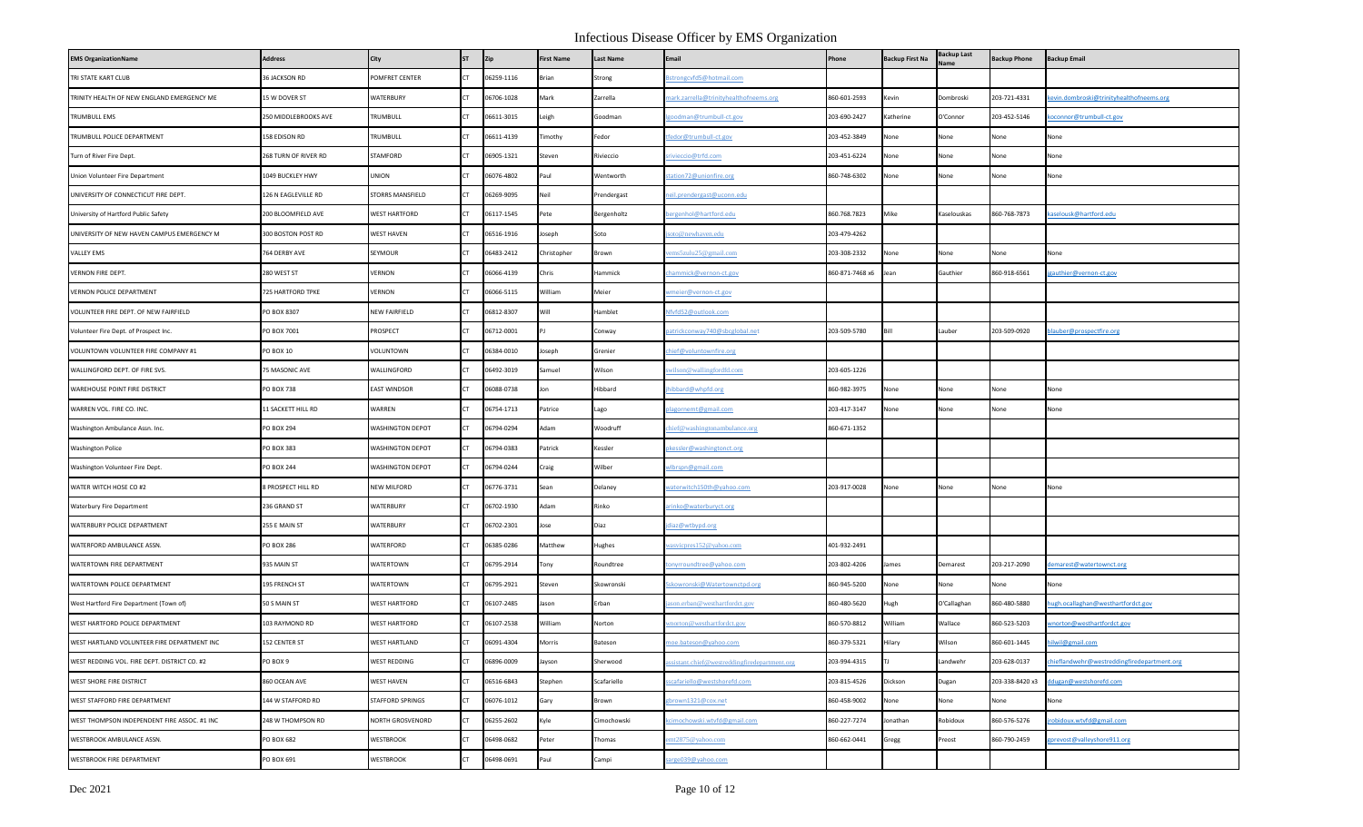# Infectious Disease Officer by EMS Organization

| EMS OrganizationName | Address | City | ST | Zip | First Name | Last Name | Email | Phone | Backup First Na | Backup Last Name | Backup Phone | Backup Email |
|---|---|---|---|---|---|---|---|---|---|---|---|---|
| TRI STATE KART CLUB | 36 JACKSON RD | POMFRET CENTER | CT | 06259-1116 | Brian | Strong | Bstrongcvfd5@hotmail.com | | | | | |
| TRINITY HEALTH OF NEW ENGLAND EMERGENCY ME | 15 W DOVER ST | WATERBURY | CT | 06706-1028 | Mark | Zarrella | mark.zarrella@trinityhealthofneems.org | 860-601-2593 | Kevin | Dombroski | 203-721-4331 | kevin.dombroski@trinityhealthofneems.org |
| TRUMBULL EMS | 250 MIDDLEBROOKS AVE | TRUMBULL | CT | 06611-3015 | Leigh | Goodman | lgoodman@trumbull-ct.gov | 203-690-2427 | Katherine | O'Connor | 203-452-5146 | koconnor@trumbull-ct.gov |
| TRUMBULL POLICE DEPARTMENT | 158 EDISON RD | TRUMBULL | CT | 06611-4139 | Timothy | Fedor | tfedor@trumbull-ct.gov | 203-452-3849 | None | None | None | None |
| Turn of River Fire Dept. | 268 TURN OF RIVER RD | STAMFORD | CT | 06905-1321 | Steven | Rivieccio | srivieccio@trfd.com | 203-451-6224 | None | None | None | None |
| Union Volunteer Fire Department | 1049 BUCKLEY HWY | UNION | CT | 06076-4802 | Paul | Wentworth | station72@unionfire.org | 860-748-6302 | None | None | None | None |
| UNIVERSITY OF CONNECTICUT FIRE DEPT. | 126 N EAGLEVILLE RD | STORRS MANSFIELD | CT | 06269-9095 | Neil | Prendergast | neil.prendergast@uconn.edu | | | | | |
| University of Hartford Public Safety | 200 BLOOMFIELD AVE | WEST HARTFORD | CT | 06117-1545 | Pete | Bergenholtz | bergenhol@hartford.edu | 860.768.7823 | Mike | Kaselouskas | 860-768-7873 | kaselousk@hartford.edu |
| UNIVERSITY OF NEW HAVEN CAMPUS EMERGENCY M | 300 BOSTON POST RD | WEST HAVEN | CT | 06516-1916 | Joseph | Soto | jsoto@newhaven.edu | 203-479-4262 | | | | |
| VALLEY EMS | 764 DERBY AVE | SEYMOUR | CT | 06483-2412 | Christopher | Brown | vems5stulu25@gmail.com | 203-308-2332 | None | None | None | None |
| VERNON FIRE DEPT. | 280 WEST ST | VERNON | CT | 06066-4139 | Chris | Hammick | chammick@vernon-ct.gov | 860-871-7468 x6 | Jean | Gauthier | 860-918-6561 | jgauthier@vernon-ct.gov |
| VERNON POLICE DEPARTMENT | 725 HARTFORD TPKE | VERNON | CT | 06066-5115 | William | Meier | wmeier@vernon-ct.gov | | | | | |
| VOLUNTEER FIRE DEPT. OF NEW FAIRFIELD | PO BOX 8307 | NEW FAIRFIELD | CT | 06812-8307 | Will | Hamblet | Nfvfd52@outlook.com | | | | | |
| Volunteer Fire Dept. of Prospect Inc. | PO BOX 7001 | PROSPECT | CT | 06712-0001 | PJ | Conway | patrickconway740@sbcglobal.net | 203-509-5780 | Bill | Lauber | 203-509-0920 | blauber@prospectfire.org |
| VOLUNTOWN VOLUNTEER FIRE COMPANY #1 | PO BOX 10 | VOLUNTOWN | CT | 06384-0010 | Joseph | Grenier | chief@voluntownfire.org | | | | | |
| WALLINGFORD DEPT. OF FIRE SVS. | 75 MASONIC AVE | WALLINGFORD | CT | 06492-3019 | Samuel | Wilson | swilson@wallingfordfd.com | 203-605-1226 | | | | |
| WAREHOUSE POINT FIRE DISTRICT | PO BOX 738 | EAST WINDSOR | CT | 06088-0738 | Jon | Hibbard | jhibbard@whpfd.org | 860-982-3975 | None | None | None | None |
| WARREN VOL. FIRE CO. INC. | 11 SACKETT HILL RD | WARREN | CT | 06754-1713 | Patrice | Lago | plagornemt@gmail.com | 203-417-3147 | None | None | None | None |
| Washington Ambulance Assn. Inc. | PO BOX 294 | WASHINGTON DEPOT | CT | 06794-0294 | Adam | Woodruff | chief@washingtonambulance.org | 860-671-1352 | | | | |
| Washington Police | PO BOX 383 | WASHINGTON DEPOT | CT | 06794-0383 | Patrick | Kessler | pkessler@washingtonct.org | | | | | |
| Washington Volunteer Fire Dept. | PO BOX 244 | WASHINGTON DEPOT | CT | 06794-0244 | Craig | Wilber | wfbrson@gmail.com | | | | | |
| WATER WITCH HOSE CO #2 | 8 PROSPECT HILL RD | NEW MILFORD | CT | 06776-3731 | Sean | Delaney | waterwitch150th@yahoo.com | 203-917-0028 | None | None | None | None |
| Waterbury Fire Department | 236 GRAND ST | WATERBURY | CT | 06702-1930 | Adam | Rinko | arinko@waterburyct.org | | | | | |
| WATERBURY POLICE DEPARTMENT | 255 E MAIN ST | WATERBURY | CT | 06702-2301 | Jose | Diaz | jdiaz@wtbypd.org | | | | | |
| WATERFORD AMBULANCE ASSN. | PO BOX 286 | WATERFORD | CT | 06385-0286 | Matthew | Hughes | wavicpres152@yahoo.com | 401-932-2491 | | | | |
| WATERTOWN FIRE DEPARTMENT | 935 MAIN ST | WATERTOWN | CT | 06795-2914 | Tony | Roundtree | tonyrroundtree@yahoo.com | 203-802-4206 | James | Demarest | 203-217-2090 | demarest@watertownct.org |
| WATERTOWN POLICE DEPARTMENT | 195 FRENCH ST | WATERTOWN | CT | 06795-2921 | Steven | Skowronski | Sskowronski@Watertownctpd.org | 860-945-5200 | None | None | None | None |
| West Hartford Fire Department (Town of) | 50 S MAIN ST | WEST HARTFORD | CT | 06107-2485 | Jason | Erban | jason.erban@westhartfordct.gov | 860-480-5620 | Hugh | O'Callaghan | 860-480-5880 | hugh.ocallaghan@westhartfordct.gov |
| WEST HARTFORD POLICE DEPARTMENT | 103 RAYMOND RD | WEST HARTFORD | CT | 06107-2538 | William | Norton | wnorton@westhartfordct.gov | 860-570-8812 | William | Wallace | 860-523-5203 | wnorton@westhartfordct.gov |
| WEST HARTLAND VOLUNTEER FIRE DEPARTMENT INC | 152 CENTER ST | WEST HARTLAND | CT | 06091-4304 | Morris | Bateson | moe.bateson@yahoo.com | 860-379-5321 | Hilary | Wilson | 860-601-1445 | hilwil@gmail.com |
| WEST REDDING VOL. FIRE DEPT. DISTRICT CO. #2 | PO BOX 9 | WEST REDDING | CT | 06896-0009 | Jayson | Sherwood | assistant.chief@westreddingfiredepartment.org | 203-994-4315 | TJ | Landwehr | 203-628-0137 | chieflandwehr@westreddingfiredepartment.org |
| WEST SHORE FIRE DISTRICT | 860 OCEAN AVE | WEST HAVEN | CT | 06516-6843 | Stephen | Scafariello | sscafariello@westshorefd.com | 203-815-4526 | Dickson | Dugan | 203-338-8420 x3 | ddugan@westshorefd.com |
| WEST STAFFORD FIRE DEPARTMENT | 144 W STAFFORD RD | STAFFORD SPRINGS | CT | 06076-1012 | Gary | Brown | gbrown1321@cox.net | 860-458-9002 | None | None | None | None |
| WEST THOMPSON INDEPENDENT FIRE ASSOC. #1 INC | 248 W THOMPSON RD | NORTH GROSVENORD | CT | 06255-2602 | Kyle | Cimochowski | kcimochowski.wtvfd@gmail.com | 860-227-7274 | Jonathan | Robidoux | 860-576-5276 | robidoux.wtvfd@gmail.com |
| WESTBROOK AMBULANCE ASSN. | PO BOX 682 | WESTBROOK | CT | 06498-0682 | Peter | Thomas | emt2875@yahoo.com | 860-662-0441 | Gregg | Preost | 860-790-2459 | gprevost@valleyshore911.org |
| WESTBROOK FIRE DEPARTMENT | PO BOX 691 | WESTBROOK | CT | 06498-0691 | Paul | Campi | sarge039@yahoo.com | | | | | |

Dec 2021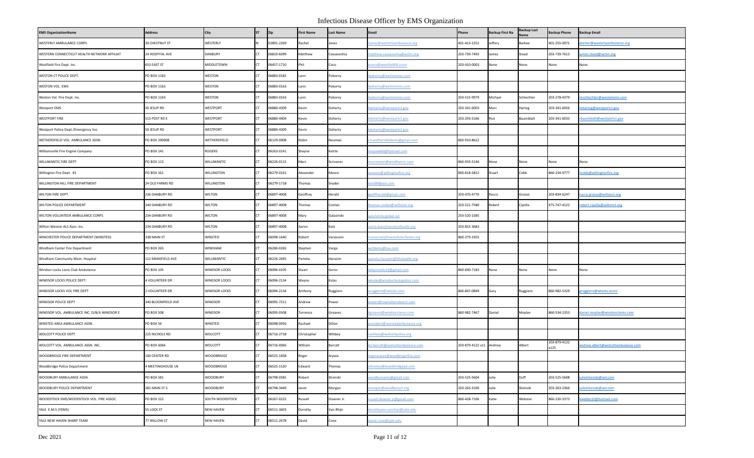# Infectious Disease Officer by EMS Organization

| EMS OrganizationName | Address | City | ST | Zip | First Name | Last Name | Email | Phone | Backup First Na | Backup Last Name | Backup Phone | Backup Email |
|---|---|---|---|---|---|---|---|---|---|---|---|---|
| WESTERLY AMBULANCE CORPS | 30 CHESTNUT ST | WESTERLY | RI | 02891-2269 | Rachel | Jones | rjones@westerlyambulance.org | 401-413-2252 | Jeffery | Barkee | 401-255-0971 | jbarker@westerlyambulance.org |
| WESTERN CONNECTICUT HEALTH NETWORK AFFILIAT | 24 HOSPITAL AVE | DANBURY | CT | 06810-6099 | Matthew | Cassavechia | matthew.cassavechia@wchn.org | 203-739-7493 | James | Stead | 203-739-7613 | james.stead@wchn.org |
| Westfield Fire Dept. Inc. | 653 EAST ST | MIDDLETOWN | CT | 06457-1710 | Phil | Coco | pcoco@westfieldfd.ccom | 203-410-0003 | None | None | None | None |
| WESTON CT POLICE DEPT. | PO BOX 1182 | WESTON | CT | 06883-0182 | Lynn | Pokorny | lpokorny@westonems.com | | | | | |
| WESTON VOL. EMS | PO BOX 1163 | WESTON | CT | 06883-0163 | Lynn | Pokorny | lpokorny@westonems.com | | | | | |
| Weston Vol. Fire Dept. Inc. | PO BOX 1163 | WESTON | CT | 06883-0163 | Lynn | Pokorny | lpokorny@westonems.com | 203-515-9979 | Michael | Schlechter | 203-278-4379 | mschlechter@westonems.com |
| Westport EMS | 50 JESUP RD | WESTPORT | CT | 06880-4309 | Kevin | Doherty | kdoherty@westportct.gov | 203-341-6003 | Marc | Hartog | 203-341-6056 | mhartog@westportct.gov |
| WESTPORT FIRE | 515 POST RD E | WESTPORT | CT | 06880-4404 | Kevin | Doherty | kdoherty@westportct.gov | 203-293-5166 | Rick | Baumblatt | 203-341-6033 | rbaumblatt@westportct.gov |
| Westport Police Dept./Emergency Svs. | 50 JESUP RD | WESTPORT | CT | 06880-4309 | Kevin | Doherty | kdoherty@westportct.gov | | | | | |
| WETHERSFIELD VOL. AMBULANCE ASSN. | PO BOX 290008 | WETHERSFIELD | CT | 06129-0008 | Robin | Neuman | r3.wethersfieldems@gmail.com | 860-910-8622 | | | | |
| Williamsville Fire Engine Company | PO BOX 141 | ROGERS | CT | 06263-0141 | Shayne | Kettle | shaynek60@hotmail.com | | | | | |
| WILLIMANTIC FIRE DEPT. | PO BOX 115 | WILLIMANTIC | CT | 06226-0115 | Marc | Scrivener | mscrivener@windhamct.com | 860-933-5144 | None | None | None | None |
| Willington Fire Dept. #1 | PO BOX 161 | WILLINGTON | CT | 06279-0161 | Alexander | Moore | amoore@willingtonfire.org | 860-818-5812 | Stuart | Cobb | 860-234-9777 | Scobb@willingtonfire.org |
| WILLINGTON HILL FIRE DEPARTMENT | 24 OLD FARMS RD | WILLINGTON | CT | 06279-1718 | Thomas | Snyder | dsnt99@aol.com | | | | | |
| WILTON FIRE DEPT. | 236 DANBURY RD | WILTON | CT | 06897-4008 | Geoffrey | Herald | geoffherald@gmail.com | 203-470-4770 | Rocco | Grosso | 203-834-6247 | rocco.grosso@wiltonct.org |
| WILTON POLICE DEPARTMENT | 240 DANBURY RD | WILTON | CT | 06897-4008 | Thomas | Conlan | thomas.conlan@wiltonct.org | 203-521-7580 | Robert | Cipolla | 475-747-4122 | robert.cipolla@wiltonct.org |
| WILTON VOLUNTEER AMBULANCE CORPS | 234 DANBURY RD | WILTON | CT | 06897-4008 | Mary | Galasinski | gala3@sbcglobal.net | 203-520-1585 | | | | |
| Wilton-Weston ALS Assn. Inc. | 234 DANBURY RD | WILTON | CT | 06897-4008 | Aaron | Katz | aaron.katz@nuvancehealth.org | 203-855-3683 | | | | |
| WINCHESTER POLICE DEPARTMENT (WINSTED) | 338 MAIN ST | WINSTED | CT | 06098-1640 | Robert | Varasconi | rvarasconi@townofwinchester.org | 860-379-3355 | | | | |
| Windham Center Fire Department | PO BOX 265 | WINDHAM | CT | 06280-0265 | Stephen | Varga | wcfdems@live.com | | | | | |
| Windham Community Mem. Hospital | 112 MANSFIELD AVE | WILLIMANTIC | CT | 06226-2045 | Pamela | Harazim | pamela.harazim@hhchealth.org | | | | | |
| Windsor Locks Lions Club Ambulance | PO BOX 105 | WINDSOR LOCKS | CT | 06096-0105 | Stuart | Geres | wllacmedic10@gmail.com | 860-690-7183 | None | None | None | None |
| WINDSOR LOCKS POLICE DEPT. | 4 VOLUNTEER DR | WINDSOR LOCKS | CT | 06096-2134 | Wayne | Kulas | wkulas@windsorlockspolice.com | | | | | |
| WINDSOR LOCKS VOL FIRE DEPT | 2 VOLUNTEER DR | WINDSOR LOCKS | CT | 06096-2134 | Anthony | Ruggiero | aruggiero@wlocks.com | 860-847-0849 | Gary | Ruggiero | 860-982-5329 | gruggiero@wlocks.ocom |
| WINDSOR POLICE DEPT | 340 BLOOMFIELD AVE | WINDSOR | CT | 06095-7211 | Andrew | Power | power@townofwindsorct.com | | | | | |
| WINDSOR VOL. AMBULANCE INC. D/B/A WINDSOR E | PO BOX 508 | WINDSOR | CT | 06095-0508 | Terrence | Greaves | tgreaves@windsorctems.com | 860-982-7467 | Daniel | Moylan | 860-534-1353 | daniel.moylan@windsorctems.com |
| WINSTED AREA AMBULANCE ASSN. | PO BOX 56 | WINSTED | CT | 06098-0056 | Rachael | Dillon | president@winstedambulance.org | | | | | |
| WOLCOTT POLICE DEPT. | 225 NICHOLS RD | WOLCOTT | CT | 06716-2718 | Christopher | Wihbey | cwihbey@wolcottpolice.org | | | | | |
| WOLCOTT VOL. AMBULANCE ASSN. INC. | PO BOX 6066 | WOLCOTT | CT | 06716-0066 | William | Barratt | bill.barratt@wolcottambulance.com | 203-879-4122 x11 | Andrew | Albert | 203-879-4122 x125 | andrew.albert@wolcottambulance.com |
| WOODBRIDGE FIRE DEPARTMENT | 100 CENTER RD | WOODBRIDGE | CT | 06525-1838 | Roger | Arpaia | rogerarpaia@woodbrigerfire.com | | | | | |
| Woodbridge Police Department | 4 MEETINGHOUSE LN | WOODBRIDGE | CT | 06525-1520 | Edward | Thomas | ethomas@woodbridgepd.com | | | | | |
| WOODBURY AMBULANCE ASSN. | PO BOX 581 | WOODBURY | CT | 06798-0581 | Robert | Slivinski | woodburyems@gmail.com | 203-525-5604 | Julie | Duff | 203-525-5608 | julielslivinski@aol.com |
| WOODBURY POLICE DEPARTMENT | 281 MAIN ST S | WOODBURY | CT | 06798-3449 | Janet | Morgan | jmorgan@woodburyct.org | 203-263-3100 | Julie | Slivinski | 203-263-2366 | julielslivinski@aol.com |
| WOODSTOCK EMS/WOODSTOCK VOL. FIRE ASSOC. | PO BOX 222 | SOUTH WOODSTOCK | CT | 06267-0222 | Russell | Downer Jr. | russell.downer.jr@gmail.com | 860-428-7106 | Katie | Webster | 860-230-3373 | kwebby15@hotmail.com |
| YALE E.M.S (YEMS) | 55 LOCK ST | NEW HAVEN | CT | 06511-3603 | Dorothy | Van Rhijn | dorothyann.vanrhijn@yale.edu | | | | | |
| YALE NEW HAVEN SHARP TEAM | 77 WILLOW ST | NEW HAVEN | CT | 06511-2678 | David | Cone | david.cone@yale.edu | | | | | |

Dec 2021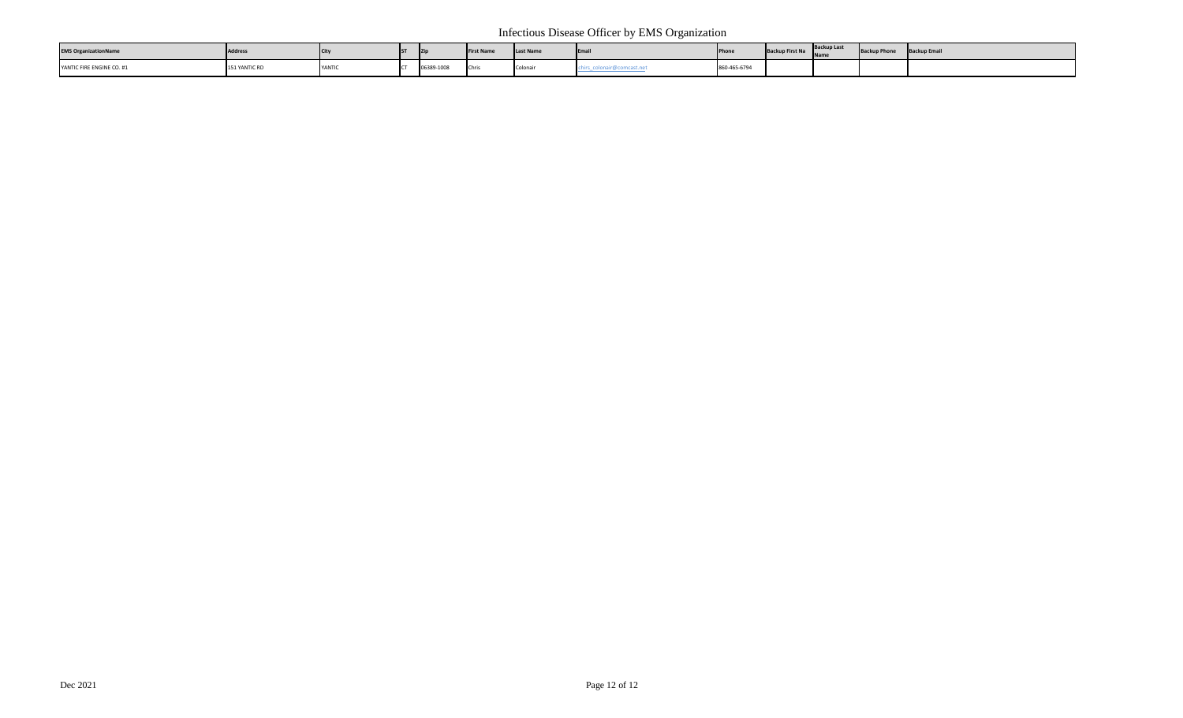# Infectious Disease Officer by EMS Organization

| EMS OrganizationName | Address | City | ST | Zip | First Name | Last Name | Email | Phone | Backup First Na | Backup Last Name | Backup Phone | Backup Email |
|---|---|---|---|---|---|---|---|---|---|---|---|---|
| YANTIC FIRE ENGINE CO. #1 | 151 YANTIC RD | YANTIC | CT | 06389-1008 | Chris | Colonair | chris_colonair@comcast.net | 860-465-6794 | | | | |

Dec 2021